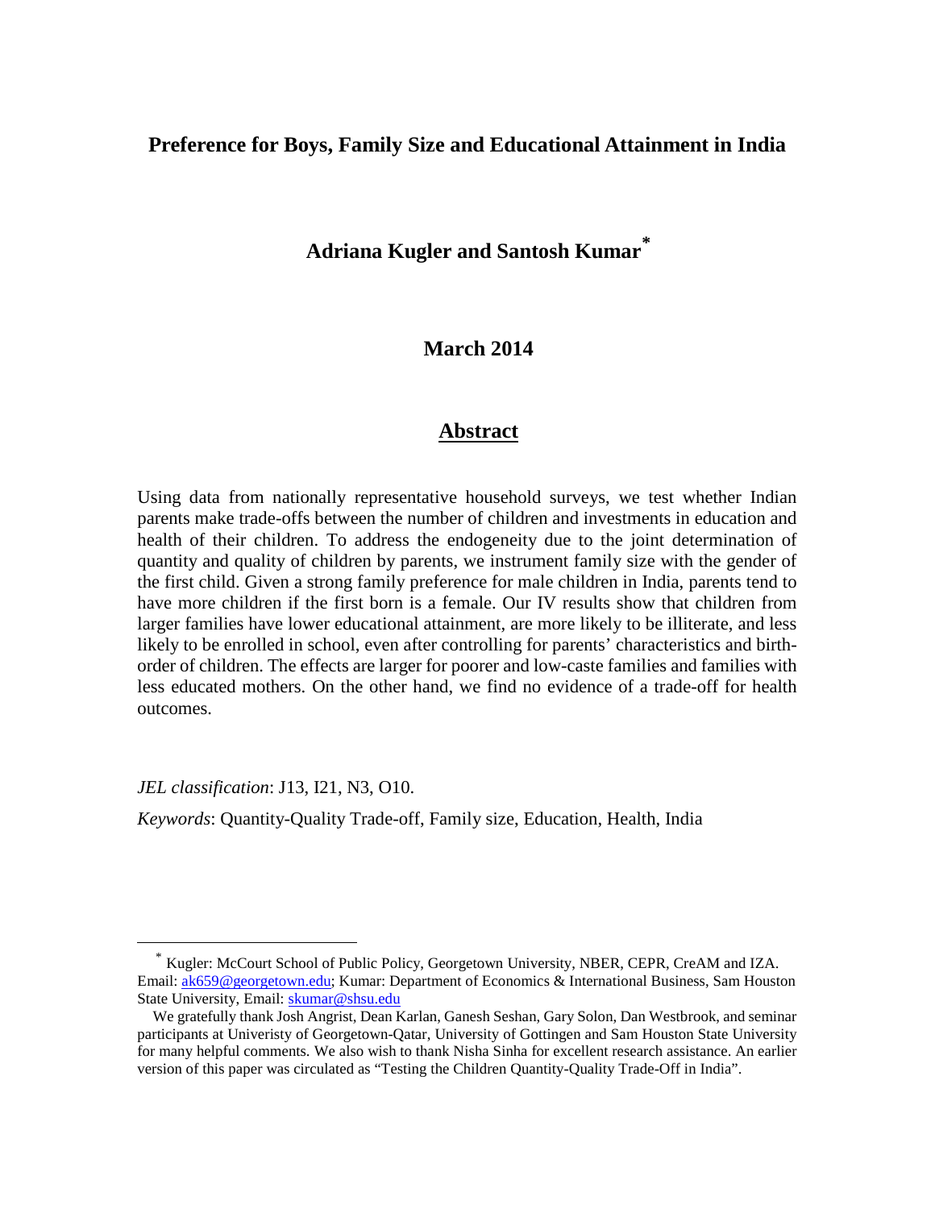# Preference for Boys, Family Size and Educational Attainment in India

**Adriana Kugler and Santosh Kumar***

**March 2014**

## Abstract

Using data from nationally representative household surveys, we test whether Indian parents make trade-offs between the number of children and investments in education and health of their children. To address the endogeneity due to the joint determination of quantity and quality of children by parents, we instrument family size with the gender of the first child. Given a strong family preference for male children in India, parents tend to have more children if the first born is a female. Our IV results show that children from larger families have lower educational attainment, are more likely to be illiterate, and less likely to be enrolled in school, even after controlling for parents' characteristics and birth-order of children. The effects are larger for poorer and low-caste families and families with less educated mothers. On the other hand, we find no evidence of a trade-off for health outcomes.

*JEL classification*: J13, I21, N3, O10.

*Keywords*: Quantity-Quality Trade-off, Family size, Education, Health, India

---

\* Kugler: McCourt School of Public Policy, Georgetown University, NBER, CEPR, CreAM and IZA. Email: ak659@georgetown.edu; Kumar: Department of Economics & International Business, Sam Houston State University, Email: skumar@shsu.edu

We gratefully thank Josh Angrist, Dean Karlan, Ganesh Seshan, Gary Solon, Dan Westbrook, and seminar participants at Univeristy of Georgetown-Qatar, University of Gottingen and Sam Houston State University for many helpful comments. We also wish to thank Nisha Sinha for excellent research assistance. An earlier version of this paper was circulated as "Testing the Children Quantity-Quality Trade-Off in India".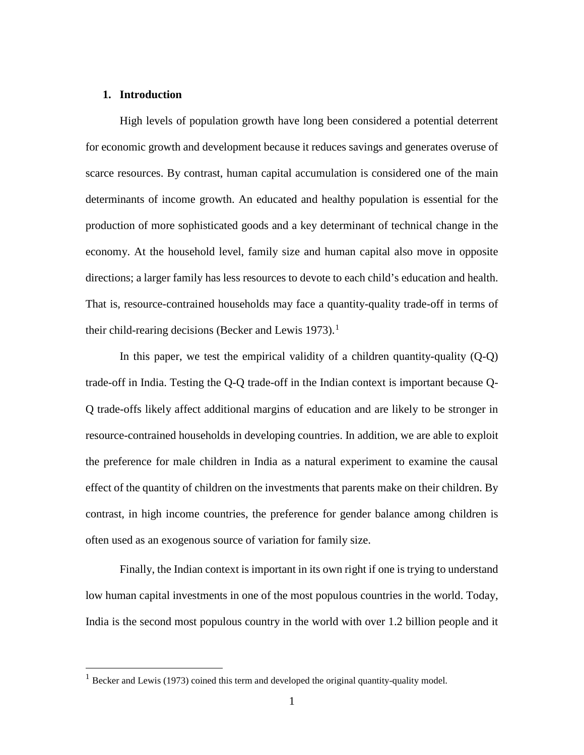## 1. Introduction

High levels of population growth have long been considered a potential deterrent for economic growth and development because it reduces savings and generates overuse of scarce resources. By contrast, human capital accumulation is considered one of the main determinants of income growth. An educated and healthy population is essential for the production of more sophisticated goods and a key determinant of technical change in the economy. At the household level, family size and human capital also move in opposite directions; a larger family has less resources to devote to each child's education and health. That is, resource-contrained households may face a quantity-quality trade-off in terms of their child-rearing decisions (Becker and Lewis 1973).[1]

In this paper, we test the empirical validity of a children quantity-quality (Q-Q) trade-off in India. Testing the Q-Q trade-off in the Indian context is important because Q-Q trade-offs likely affect additional margins of education and are likely to be stronger in resource-contrained households in developing countries. In addition, we are able to exploit the preference for male children in India as a natural experiment to examine the causal effect of the quantity of children on the investments that parents make on their children. By contrast, in high income countries, the preference for gender balance among children is often used as an exogenous source of variation for family size.

Finally, the Indian context is important in its own right if one is trying to understand low human capital investments in one of the most populous countries in the world. Today, India is the second most populous country in the world with over 1.2 billion people and it

[1] Becker and Lewis (1973) coined this term and developed the original quantity-quality model.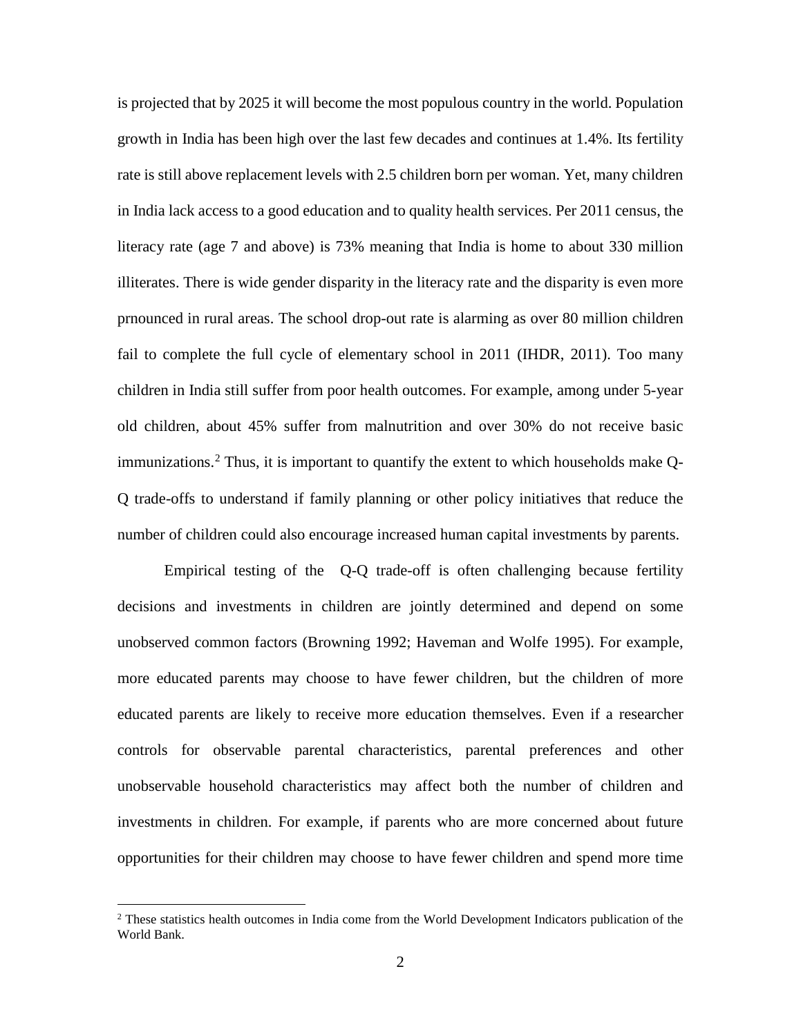is projected that by 2025 it will become the most populous country in the world. Population growth in India has been high over the last few decades and continues at 1.4%. Its fertility rate is still above replacement levels with 2.5 children born per woman. Yet, many children in India lack access to a good education and to quality health services. Per 2011 census, the literacy rate (age 7 and above) is 73% meaning that India is home to about 330 million illiterates. There is wide gender disparity in the literacy rate and the disparity is even more prnounced in rural areas. The school drop-out rate is alarming as over 80 million children fail to complete the full cycle of elementary school in 2011 (IHDR, 2011). Too many children in India still suffer from poor health outcomes. For example, among under 5-year old children, about 45% suffer from malnutrition and over 30% do not receive basic immunizations.[2] Thus, it is important to quantify the extent to which households make Q-Q trade-offs to understand if family planning or other policy initiatives that reduce the number of children could also encourage increased human capital investments by parents.

Empirical testing of the Q-Q trade-off is often challenging because fertility decisions and investments in children are jointly determined and depend on some unobserved common factors (Browning 1992; Haveman and Wolfe 1995). For example, more educated parents may choose to have fewer children, but the children of more educated parents are likely to receive more education themselves. Even if a researcher controls for observable parental characteristics, parental preferences and other unobservable household characteristics may affect both the number of children and investments in children. For example, if parents who are more concerned about future opportunities for their children may choose to have fewer children and spend more time

[2] These statistics health outcomes in India come from the World Development Indicators publication of the World Bank.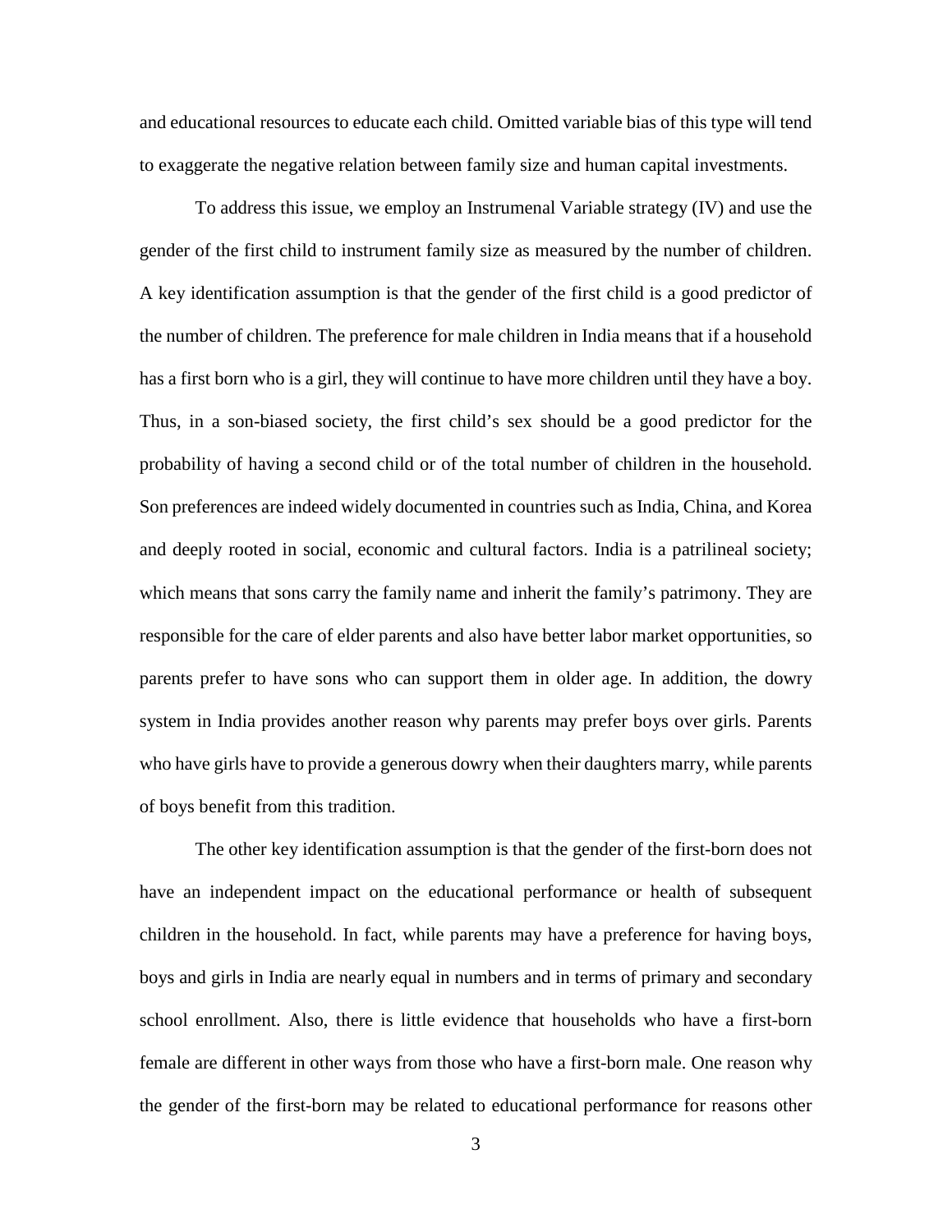and educational resources to educate each child. Omitted variable bias of this type will tend to exaggerate the negative relation between family size and human capital investments.

To address this issue, we employ an Instrumenal Variable strategy (IV) and use the gender of the first child to instrument family size as measured by the number of children. A key identification assumption is that the gender of the first child is a good predictor of the number of children. The preference for male children in India means that if a household has a first born who is a girl, they will continue to have more children until they have a boy. Thus, in a son-biased society, the first child's sex should be a good predictor for the probability of having a second child or of the total number of children in the household. Son preferences are indeed widely documented in countries such as India, China, and Korea and deeply rooted in social, economic and cultural factors. India is a patrilineal society; which means that sons carry the family name and inherit the family's patrimony. They are responsible for the care of elder parents and also have better labor market opportunities, so parents prefer to have sons who can support them in older age. In addition, the dowry system in India provides another reason why parents may prefer boys over girls. Parents who have girls have to provide a generous dowry when their daughters marry, while parents of boys benefit from this tradition.

The other key identification assumption is that the gender of the first-born does not have an independent impact on the educational performance or health of subsequent children in the household. In fact, while parents may have a preference for having boys, boys and girls in India are nearly equal in numbers and in terms of primary and secondary school enrollment. Also, there is little evidence that households who have a first-born female are different in other ways from those who have a first-born male. One reason why the gender of the first-born may be related to educational performance for reasons other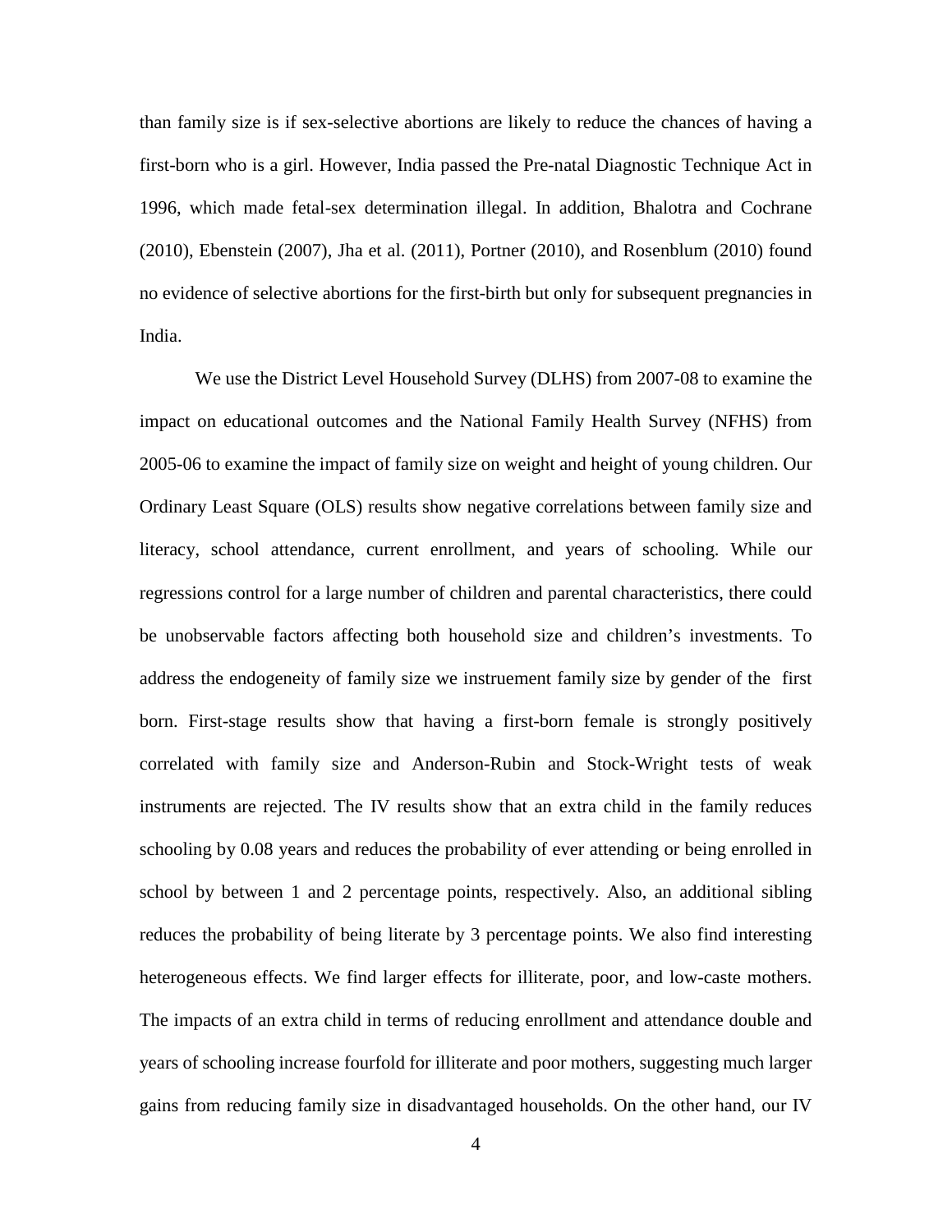than family size is if sex-selective abortions are likely to reduce the chances of having a first-born who is a girl. However, India passed the Pre-natal Diagnostic Technique Act in 1996, which made fetal-sex determination illegal. In addition, Bhalotra and Cochrane (2010), Ebenstein (2007), Jha et al. (2011), Portner (2010), and Rosenblum (2010) found no evidence of selective abortions for the first-birth but only for subsequent pregnancies in India.

We use the District Level Household Survey (DLHS) from 2007-08 to examine the impact on educational outcomes and the National Family Health Survey (NFHS) from 2005-06 to examine the impact of family size on weight and height of young children. Our Ordinary Least Square (OLS) results show negative correlations between family size and literacy, school attendance, current enrollment, and years of schooling. While our regressions control for a large number of children and parental characteristics, there could be unobservable factors affecting both household size and children's investments. To address the endogeneity of family size we instruement family size by gender of the first born. First-stage results show that having a first-born female is strongly positively correlated with family size and Anderson-Rubin and Stock-Wright tests of weak instruments are rejected. The IV results show that an extra child in the family reduces schooling by 0.08 years and reduces the probability of ever attending or being enrolled in school by between 1 and 2 percentage points, respectively. Also, an additional sibling reduces the probability of being literate by 3 percentage points. We also find interesting heterogeneous effects. We find larger effects for illiterate, poor, and low-caste mothers. The impacts of an extra child in terms of reducing enrollment and attendance double and years of schooling increase fourfold for illiterate and poor mothers, suggesting much larger gains from reducing family size in disadvantaged households. On the other hand, our IV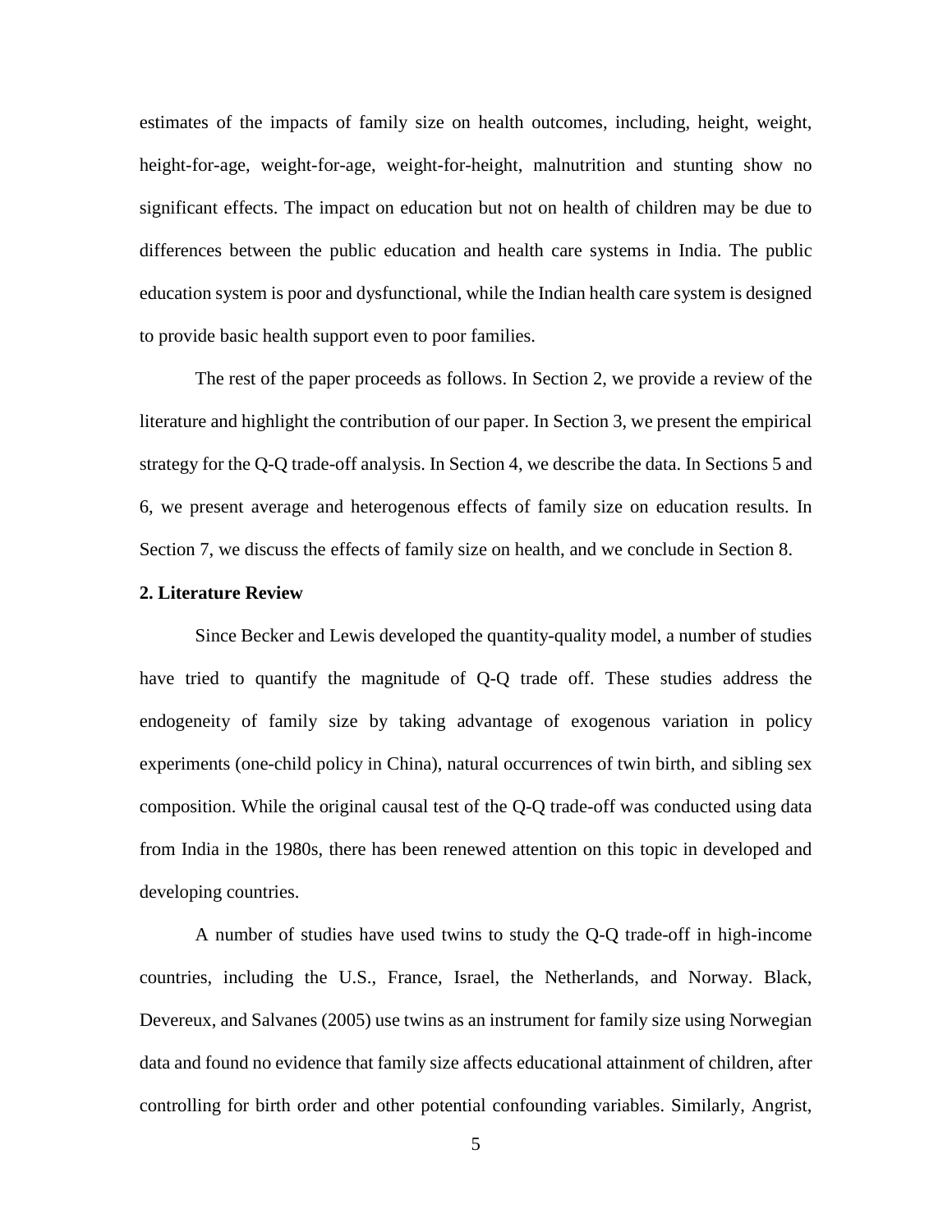estimates of the impacts of family size on health outcomes, including, height, weight, height-for-age, weight-for-age, weight-for-height, malnutrition and stunting show no significant effects. The impact on education but not on health of children may be due to differences between the public education and health care systems in India. The public education system is poor and dysfunctional, while the Indian health care system is designed to provide basic health support even to poor families.

The rest of the paper proceeds as follows. In Section 2, we provide a review of the literature and highlight the contribution of our paper. In Section 3, we present the empirical strategy for the Q-Q trade-off analysis. In Section 4, we describe the data. In Sections 5 and 6, we present average and heterogenous effects of family size on education results. In Section 7, we discuss the effects of family size on health, and we conclude in Section 8.

## 2. Literature Review

Since Becker and Lewis developed the quantity-quality model, a number of studies have tried to quantify the magnitude of Q-Q trade off. These studies address the endogeneity of family size by taking advantage of exogenous variation in policy experiments (one-child policy in China), natural occurrences of twin birth, and sibling sex composition. While the original causal test of the Q-Q trade-off was conducted using data from India in the 1980s, there has been renewed attention on this topic in developed and developing countries.

A number of studies have used twins to study the Q-Q trade-off in high-income countries, including the U.S., France, Israel, the Netherlands, and Norway. Black, Devereux, and Salvanes (2005) use twins as an instrument for family size using Norwegian data and found no evidence that family size affects educational attainment of children, after controlling for birth order and other potential confounding variables. Similarly, Angrist,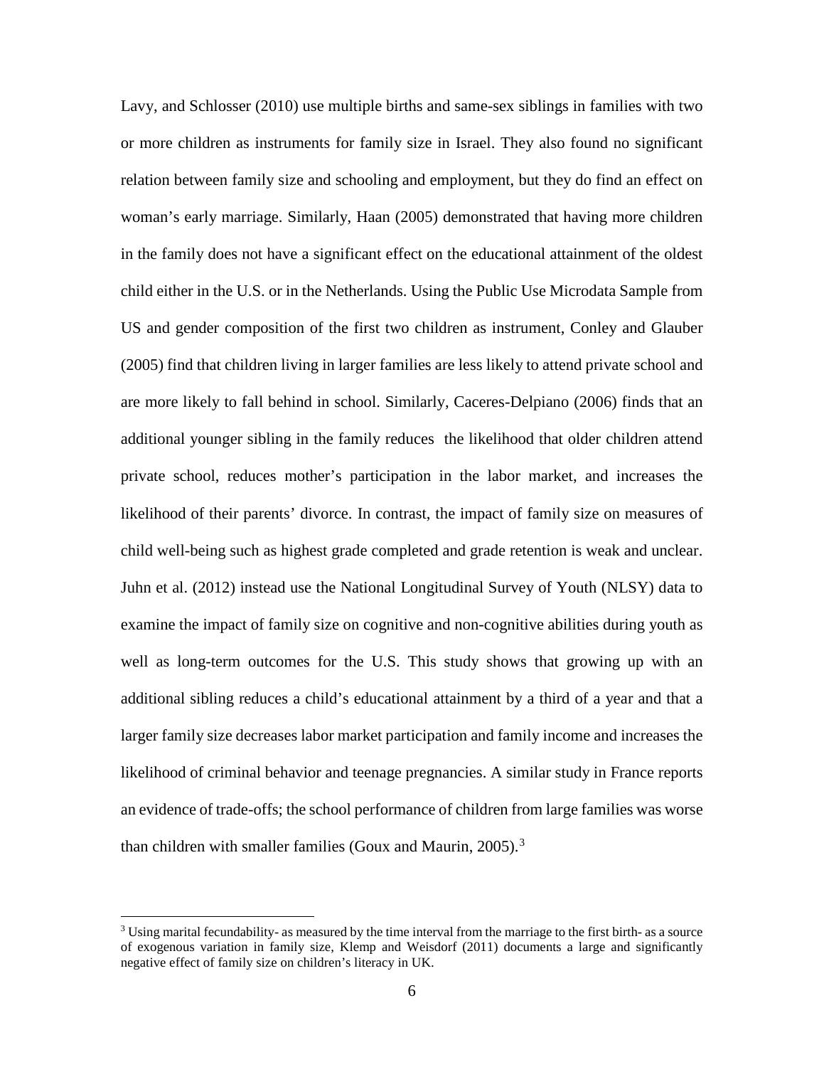Lavy, and Schlosser (2010) use multiple births and same-sex siblings in families with two or more children as instruments for family size in Israel. They also found no significant relation between family size and schooling and employment, but they do find an effect on woman's early marriage. Similarly, Haan (2005) demonstrated that having more children in the family does not have a significant effect on the educational attainment of the oldest child either in the U.S. or in the Netherlands. Using the Public Use Microdata Sample from US and gender composition of the first two children as instrument, Conley and Glauber (2005) find that children living in larger families are less likely to attend private school and are more likely to fall behind in school. Similarly, Caceres-Delpiano (2006) finds that an additional younger sibling in the family reduces the likelihood that older children attend private school, reduces mother's participation in the labor market, and increases the likelihood of their parents' divorce. In contrast, the impact of family size on measures of child well-being such as highest grade completed and grade retention is weak and unclear. Juhn et al. (2012) instead use the National Longitudinal Survey of Youth (NLSY) data to examine the impact of family size on cognitive and non-cognitive abilities during youth as well as long-term outcomes for the U.S. This study shows that growing up with an additional sibling reduces a child's educational attainment by a third of a year and that a larger family size decreases labor market participation and family income and increases the likelihood of criminal behavior and teenage pregnancies. A similar study in France reports an evidence of trade-offs; the school performance of children from large families was worse than children with smaller families (Goux and Maurin, 2005).[3]

[3] Using marital fecundability- as measured by the time interval from the marriage to the first birth- as a source of exogenous variation in family size, Klemp and Weisdorf (2011) documents a large and significantly negative effect of family size on children's literacy in UK.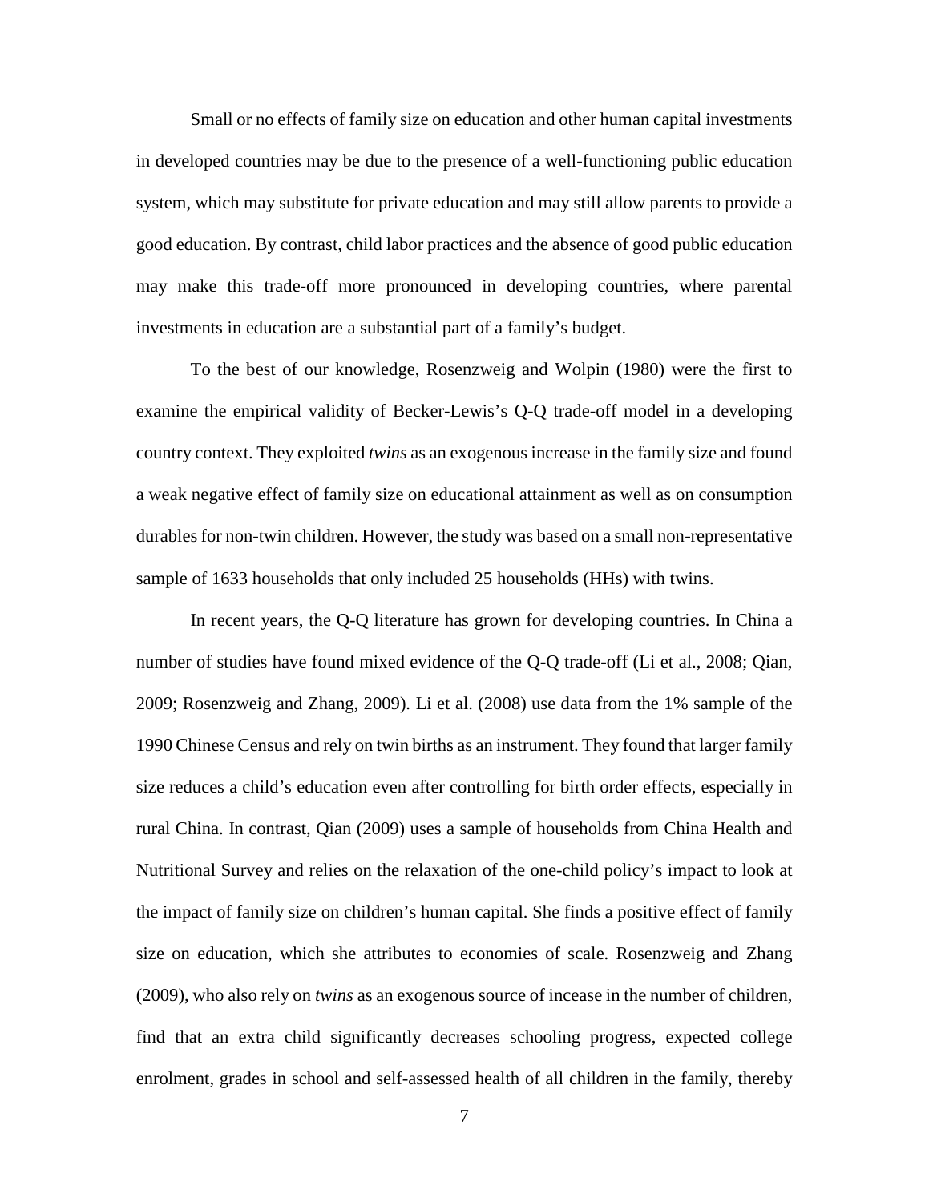Small or no effects of family size on education and other human capital investments in developed countries may be due to the presence of a well-functioning public education system, which may substitute for private education and may still allow parents to provide a good education. By contrast, child labor practices and the absence of good public education may make this trade-off more pronounced in developing countries, where parental investments in education are a substantial part of a family's budget.

To the best of our knowledge, Rosenzweig and Wolpin (1980) were the first to examine the empirical validity of Becker-Lewis's Q-Q trade-off model in a developing country context. They exploited *twins* as an exogenous increase in the family size and found a weak negative effect of family size on educational attainment as well as on consumption durables for non-twin children. However, the study was based on a small non-representative sample of 1633 households that only included 25 households (HHs) with twins.

In recent years, the Q-Q literature has grown for developing countries. In China a number of studies have found mixed evidence of the Q-Q trade-off (Li et al., 2008; Qian, 2009; Rosenzweig and Zhang, 2009). Li et al. (2008) use data from the 1% sample of the 1990 Chinese Census and rely on twin births as an instrument. They found that larger family size reduces a child's education even after controlling for birth order effects, especially in rural China. In contrast, Qian (2009) uses a sample of households from China Health and Nutritional Survey and relies on the relaxation of the one-child policy's impact to look at the impact of family size on children's human capital. She finds a positive effect of family size on education, which she attributes to economies of scale. Rosenzweig and Zhang (2009), who also rely on *twins* as an exogenous source of incease in the number of children, find that an extra child significantly decreases schooling progress, expected college enrolment, grades in school and self-assessed health of all children in the family, thereby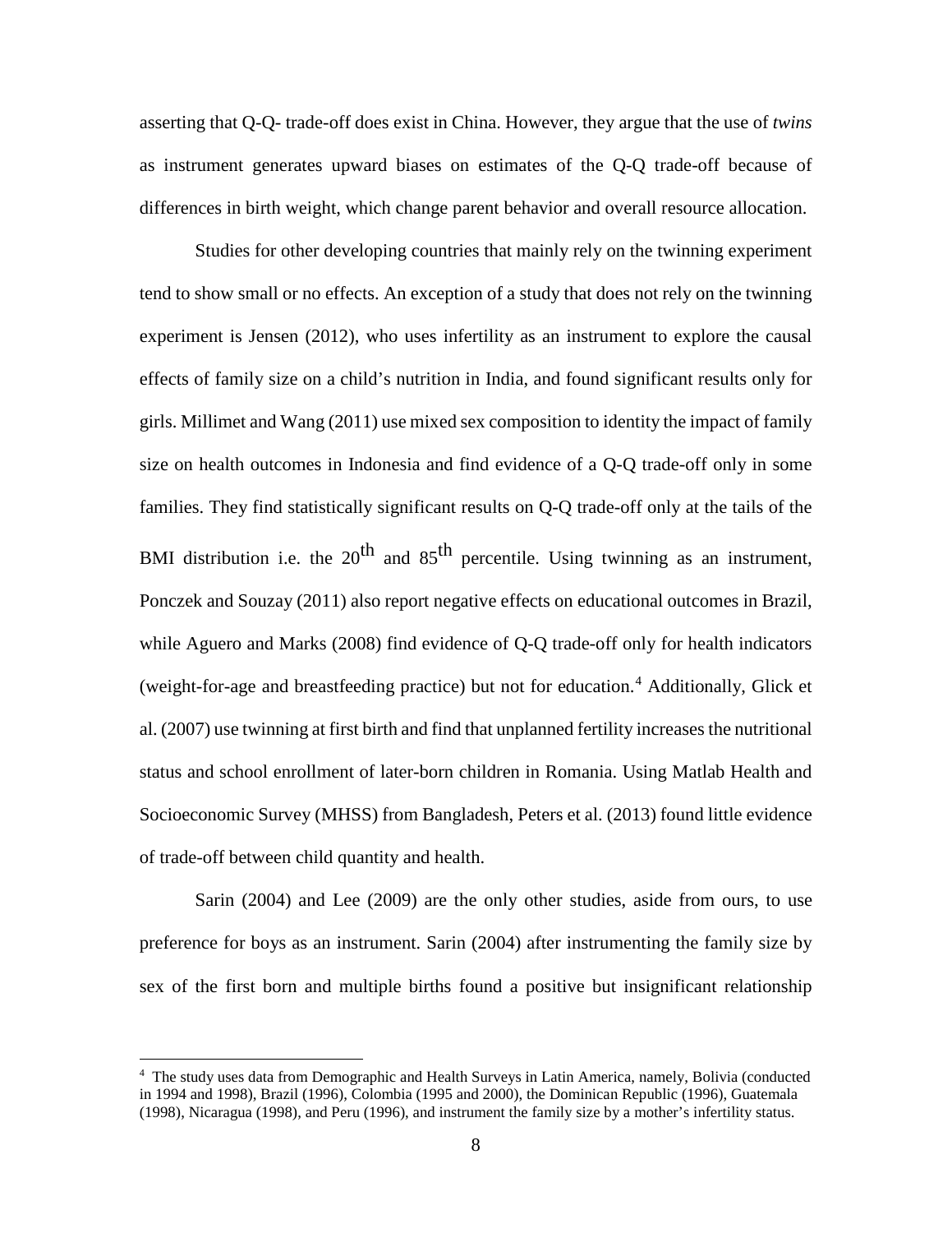asserting that Q-Q- trade-off does exist in China. However, they argue that the use of *twins* as instrument generates upward biases on estimates of the Q-Q trade-off because of differences in birth weight, which change parent behavior and overall resource allocation.

Studies for other developing countries that mainly rely on the twinning experiment tend to show small or no effects. An exception of a study that does not rely on the twinning experiment is Jensen (2012), who uses infertility as an instrument to explore the causal effects of family size on a child's nutrition in India, and found significant results only for girls. Millimet and Wang (2011) use mixed sex composition to identity the impact of family size on health outcomes in Indonesia and find evidence of a Q-Q trade-off only in some families. They find statistically significant results on Q-Q trade-off only at the tails of the BMI distribution i.e. the $20^{th}$ and $85^{th}$ percentile. Using twinning as an instrument, Ponczek and Souzay (2011) also report negative effects on educational outcomes in Brazil, while Aguero and Marks (2008) find evidence of Q-Q trade-off only for health indicators (weight-for-age and breastfeeding practice) but not for education.[4] Additionally, Glick et al. (2007) use twinning at first birth and find that unplanned fertility increases the nutritional status and school enrollment of later-born children in Romania. Using Matlab Health and Socioeconomic Survey (MHSS) from Bangladesh, Peters et al. (2013) found little evidence of trade-off between child quantity and health.

Sarin (2004) and Lee (2009) are the only other studies, aside from ours, to use preference for boys as an instrument. Sarin (2004) after instrumenting the family size by sex of the first born and multiple births found a positive but insignificant relationship

---

[4] The study uses data from Demographic and Health Surveys in Latin America, namely, Bolivia (conducted in 1994 and 1998), Brazil (1996), Colombia (1995 and 2000), the Dominican Republic (1996), Guatemala (1998), Nicaragua (1998), and Peru (1996), and instrument the family size by a mother's infertility status.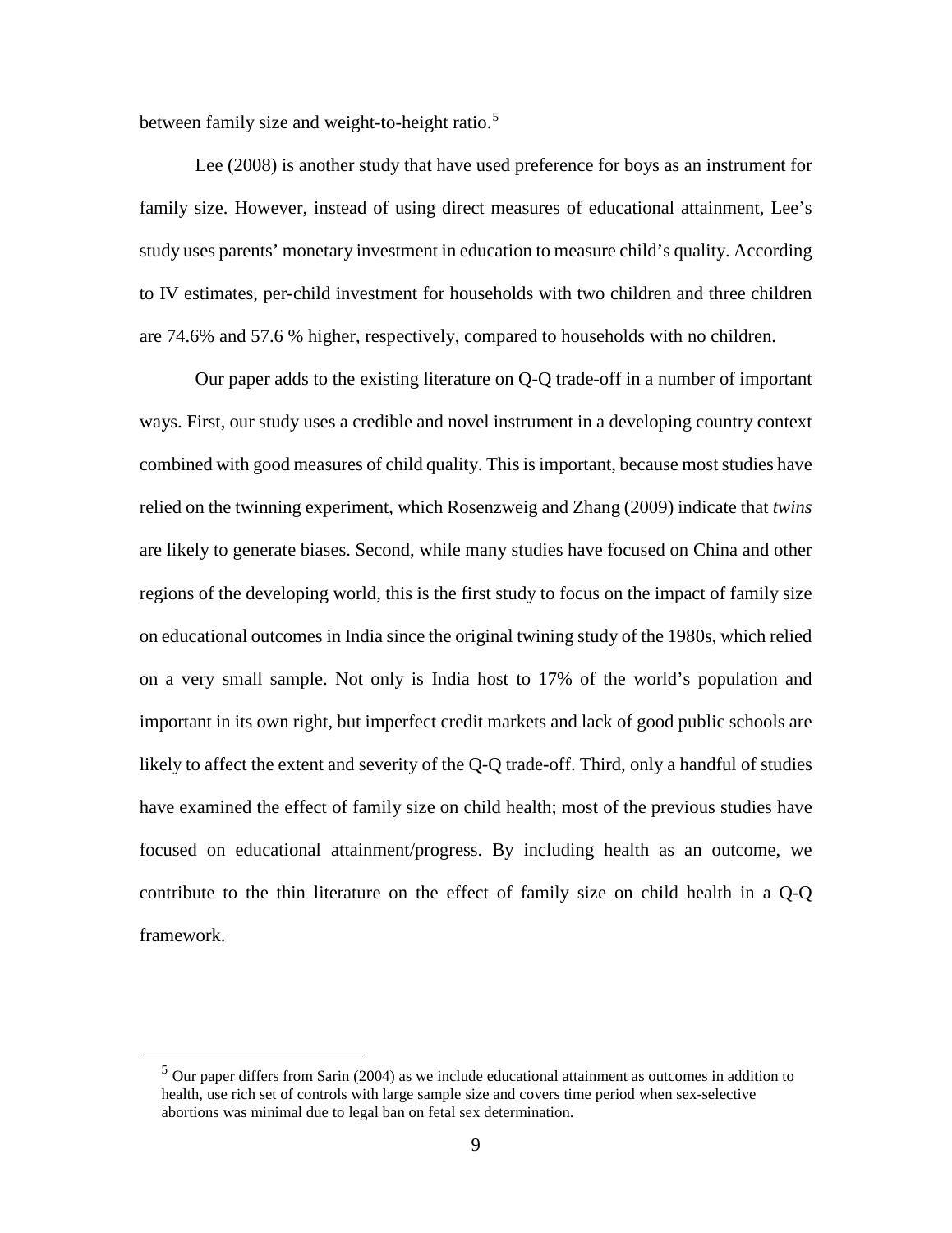between family size and weight-to-height ratio.[5]

Lee (2008) is another study that have used preference for boys as an instrument for family size. However, instead of using direct measures of educational attainment, Lee's study uses parents' monetary investment in education to measure child's quality. According to IV estimates, per-child investment for households with two children and three children are 74.6% and 57.6 % higher, respectively, compared to households with no children.

Our paper adds to the existing literature on Q-Q trade-off in a number of important ways. First, our study uses a credible and novel instrument in a developing country context combined with good measures of child quality. This is important, because most studies have relied on the twinning experiment, which Rosenzweig and Zhang (2009) indicate that *twins* are likely to generate biases. Second, while many studies have focused on China and other regions of the developing world, this is the first study to focus on the impact of family size on educational outcomes in India since the original twining study of the 1980s, which relied on a very small sample. Not only is India host to 17% of the world's population and important in its own right, but imperfect credit markets and lack of good public schools are likely to affect the extent and severity of the Q-Q trade-off. Third, only a handful of studies have examined the effect of family size on child health; most of the previous studies have focused on educational attainment/progress. By including health as an outcome, we contribute to the thin literature on the effect of family size on child health in a Q-Q framework.

[5] Our paper differs from Sarin (2004) as we include educational attainment as outcomes in addition to health, use rich set of controls with large sample size and covers time period when sex-selective abortions was minimal due to legal ban on fetal sex determination.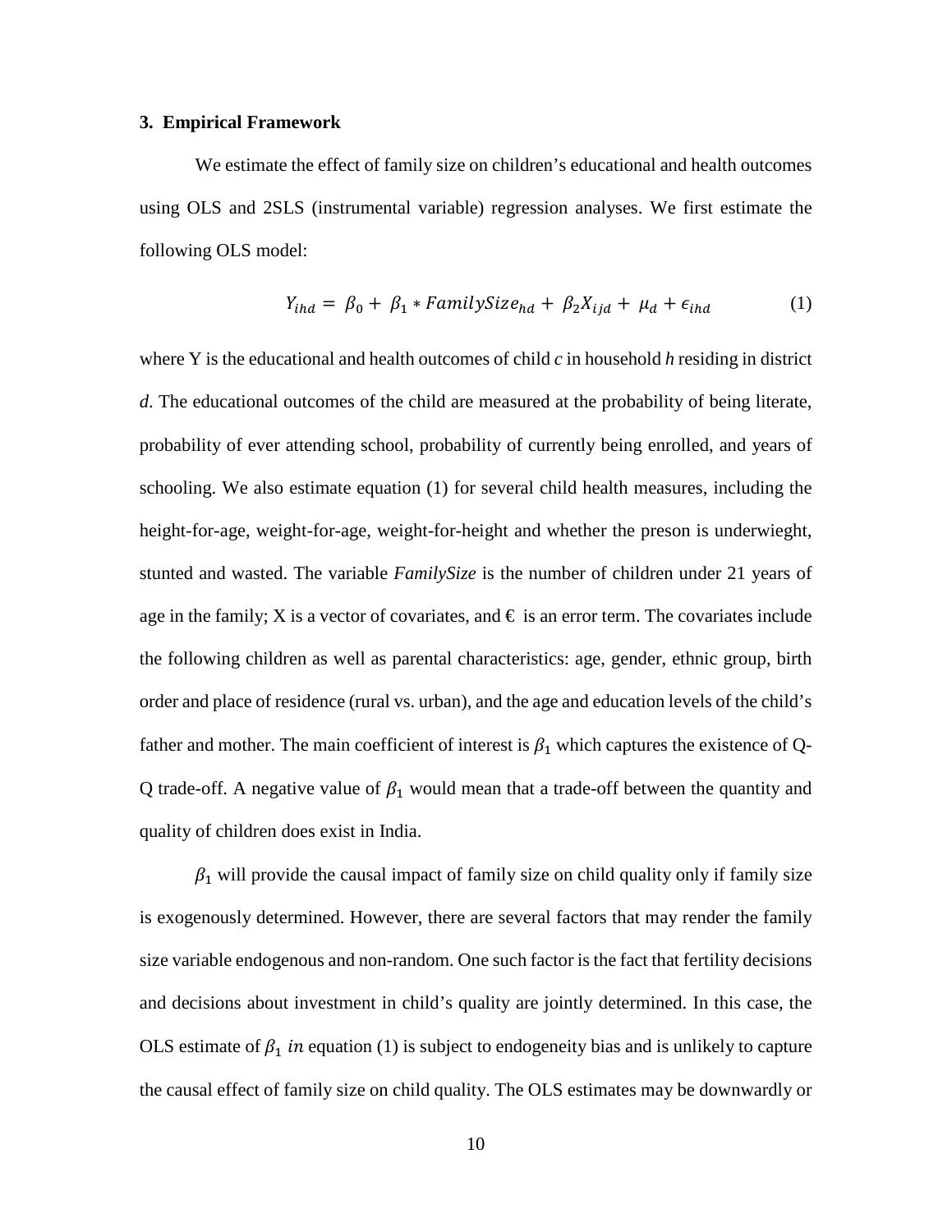### 3. Empirical Framework

We estimate the effect of family size on children's educational and health outcomes using OLS and 2SLS (instrumental variable) regression analyses. We first estimate the following OLS model:

$$Y_{ihd} = \beta_0 + \beta_1 * FamilySize_{hd} + \beta_2 X_{ijd} + \mu_d + \epsilon_{ihd} \tag{1}$$

where Y is the educational and health outcomes of child *c* in household *h* residing in district *d*. The educational outcomes of the child are measured at the probability of being literate, probability of ever attending school, probability of currently being enrolled, and years of schooling. We also estimate equation (1) for several child health measures, including the height-for-age, weight-for-age, weight-for-height and whether the preson is underwieght, stunted and wasted. The variable *FamilySize* is the number of children under 21 years of age in the family; X is a vector of covariates, and € is an error term. The covariates include the following children as well as parental characteristics: age, gender, ethnic group, birth order and place of residence (rural vs. urban), and the age and education levels of the child's father and mother. The main coefficient of interest is $\beta_1$ which captures the existence of Q-Q trade-off. A negative value of $\beta_1$ would mean that a trade-off between the quantity and quality of children does exist in India.

$\beta_1$ will provide the causal impact of family size on child quality only if family size is exogenously determined. However, there are several factors that may render the family size variable endogenous and non-random. One such factor is the fact that fertility decisions and decisions about investment in child's quality are jointly determined. In this case, the OLS estimate of $\beta_1$ *in* equation (1) is subject to endogeneity bias and is unlikely to capture the causal effect of family size on child quality. The OLS estimates may be downwardly or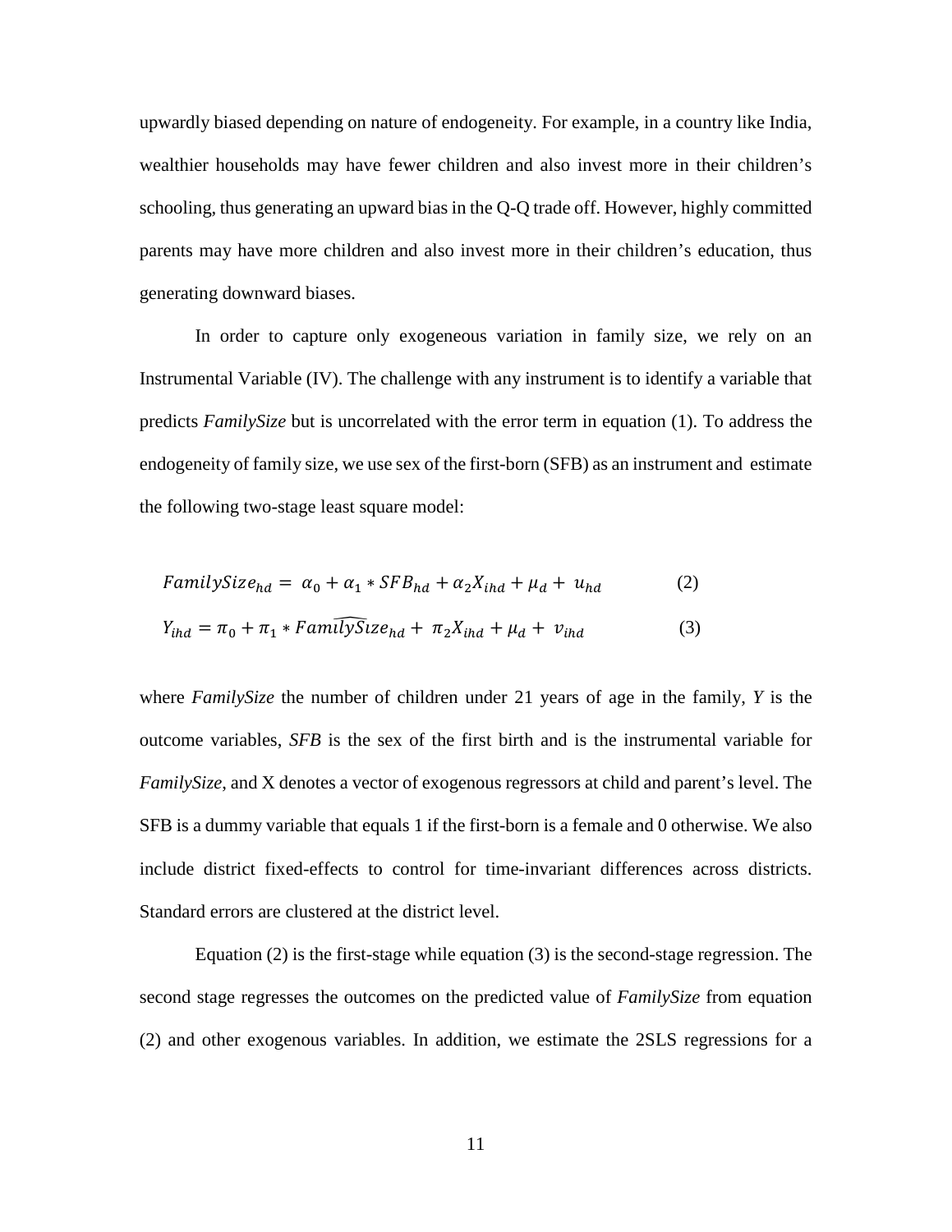upwardly biased depending on nature of endogeneity. For example, in a country like India, wealthier households may have fewer children and also invest more in their children's schooling, thus generating an upward bias in the Q-Q trade off. However, highly committed parents may have more children and also invest more in their children's education, thus generating downward biases.

In order to capture only exogeneous variation in family size, we rely on an Instrumental Variable (IV). The challenge with any instrument is to identify a variable that predicts *FamilySize* but is uncorrelated with the error term in equation (1). To address the endogeneity of family size, we use sex of the first-born (SFB) as an instrument and estimate the following two-stage least square model:

$$FamilySize_{hd} = \alpha_0 + \alpha_1 * SFB_{hd} + \alpha_2 X_{ihd} + \mu_d + u_{hd} \tag{2}$$

$$Y_{ihd} = \pi_0 + \pi_1 * \widehat{FamilySize}_{hd} + \pi_2 X_{ihd} + \mu_d + v_{ihd} \tag{3}$$

where *FamilySize* the number of children under 21 years of age in the family, *Y* is the outcome variables, *SFB* is the sex of the first birth and is the instrumental variable for *FamilySize*, and X denotes a vector of exogenous regressors at child and parent's level. The SFB is a dummy variable that equals 1 if the first-born is a female and 0 otherwise. We also include district fixed-effects to control for time-invariant differences across districts. Standard errors are clustered at the district level.

Equation (2) is the first-stage while equation (3) is the second-stage regression. The second stage regresses the outcomes on the predicted value of *FamilySize* from equation (2) and other exogenous variables. In addition, we estimate the 2SLS regressions for a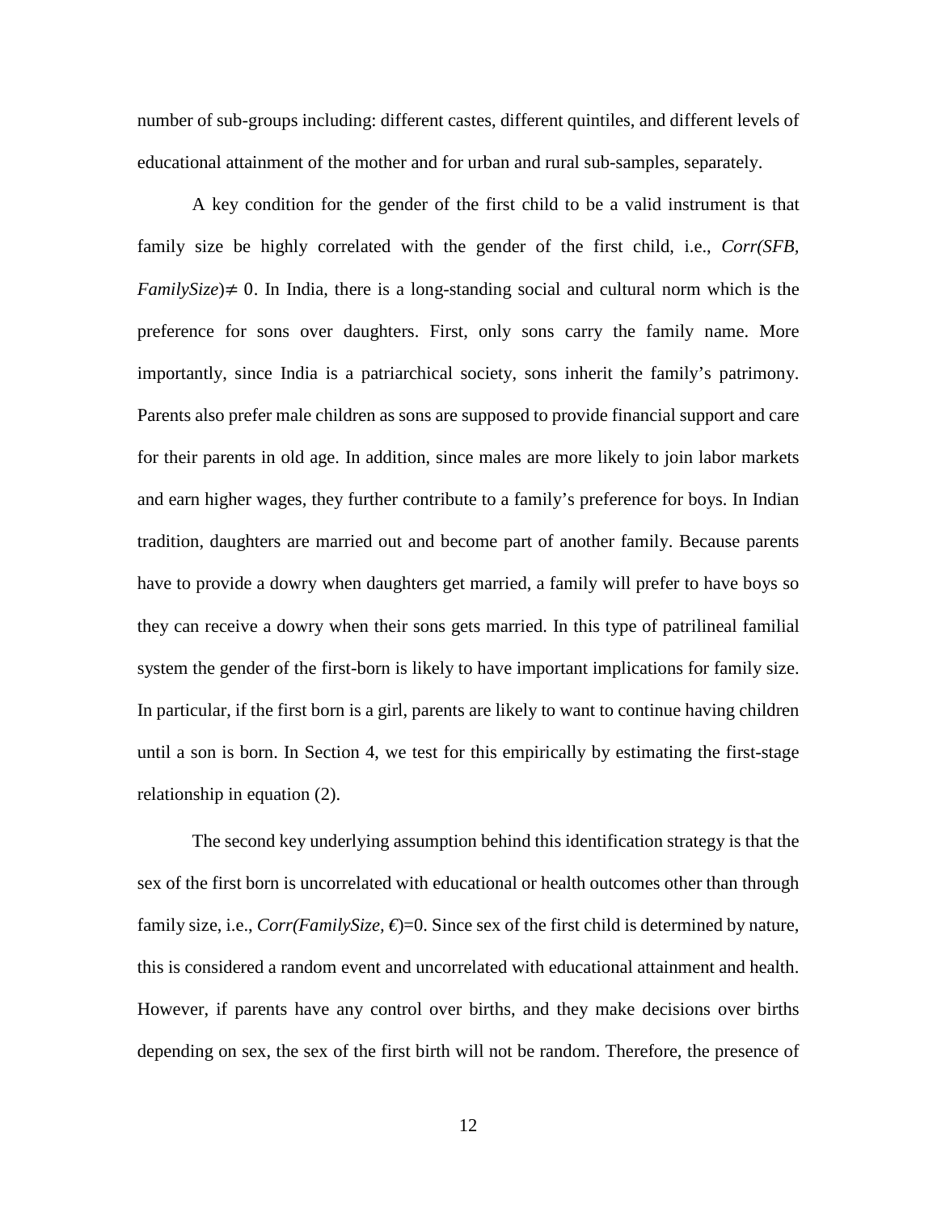number of sub-groups including: different castes, different quintiles, and different levels of educational attainment of the mother and for urban and rural sub-samples, separately.

A key condition for the gender of the first child to be a valid instrument is that family size be highly correlated with the gender of the first child, i.e., *Corr(SFB, FamilySize*)$\neq 0$. In India, there is a long-standing social and cultural norm which is the preference for sons over daughters. First, only sons carry the family name. More importantly, since India is a patriarchical society, sons inherit the family's patrimony. Parents also prefer male children as sons are supposed to provide financial support and care for their parents in old age. In addition, since males are more likely to join labor markets and earn higher wages, they further contribute to a family's preference for boys. In Indian tradition, daughters are married out and become part of another family. Because parents have to provide a dowry when daughters get married, a family will prefer to have boys so they can receive a dowry when their sons gets married. In this type of patrilineal familial system the gender of the first-born is likely to have important implications for family size. In particular, if the first born is a girl, parents are likely to want to continue having children until a son is born. In Section 4, we test for this empirically by estimating the first-stage relationship in equation (2).

The second key underlying assumption behind this identification strategy is that the sex of the first born is uncorrelated with educational or health outcomes other than through family size, i.e., *Corr(FamilySize, €)*=0. Since sex of the first child is determined by nature, this is considered a random event and uncorrelated with educational attainment and health. However, if parents have any control over births, and they make decisions over births depending on sex, the sex of the first birth will not be random. Therefore, the presence of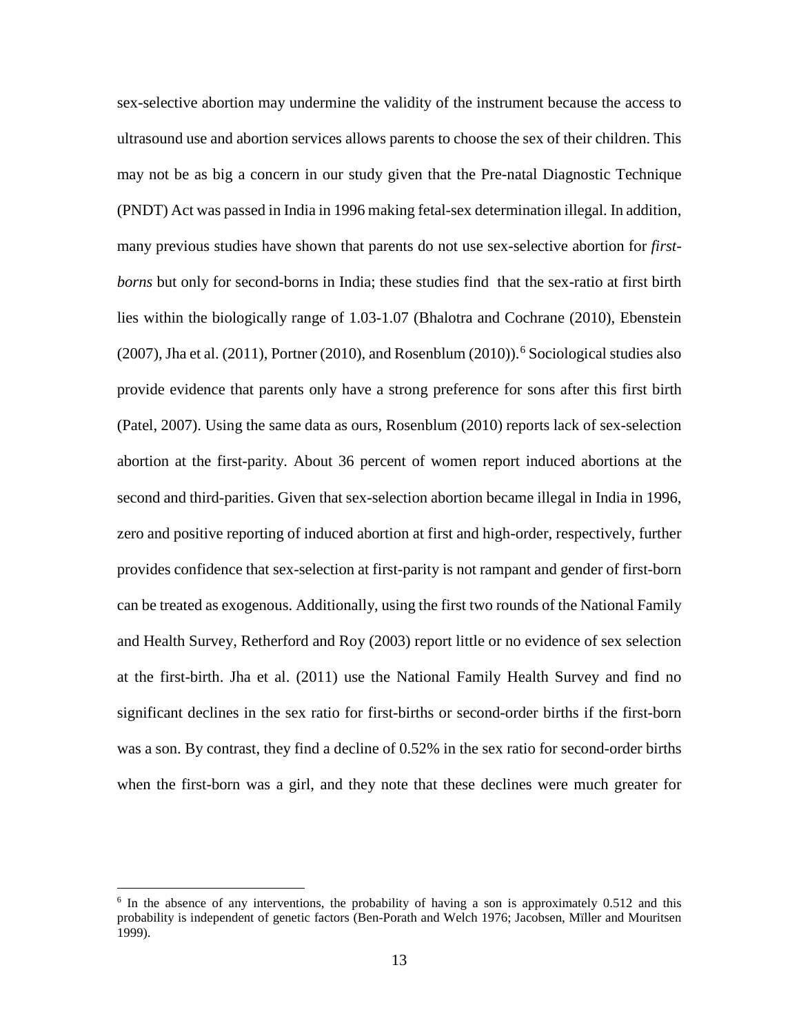sex-selective abortion may undermine the validity of the instrument because the access to ultrasound use and abortion services allows parents to choose the sex of their children. This may not be as big a concern in our study given that the Pre-natal Diagnostic Technique (PNDT) Act was passed in India in 1996 making fetal-sex determination illegal. In addition, many previous studies have shown that parents do not use sex-selective abortion for *first-borns* but only for second-borns in India; these studies find that the sex-ratio at first birth lies within the biologically range of 1.03-1.07 (Bhalotra and Cochrane (2010), Ebenstein (2007), Jha et al. (2011), Portner (2010), and Rosenblum (2010)).[6] Sociological studies also provide evidence that parents only have a strong preference for sons after this first birth (Patel, 2007). Using the same data as ours, Rosenblum (2010) reports lack of sex-selection abortion at the first-parity. About 36 percent of women report induced abortions at the second and third-parities. Given that sex-selection abortion became illegal in India in 1996, zero and positive reporting of induced abortion at first and high-order, respectively, further provides confidence that sex-selection at first-parity is not rampant and gender of first-born can be treated as exogenous. Additionally, using the first two rounds of the National Family and Health Survey, Retherford and Roy (2003) report little or no evidence of sex selection at the first-birth. Jha et al. (2011) use the National Family Health Survey and find no significant declines in the sex ratio for first-births or second-order births if the first-born was a son. By contrast, they find a decline of 0.52% in the sex ratio for second-order births when the first-born was a girl, and they note that these declines were much greater for

[6] In the absence of any interventions, the probability of having a son is approximately 0.512 and this probability is independent of genetic factors (Ben-Porath and Welch 1976; Jacobsen, Mïller and Mouritsen 1999).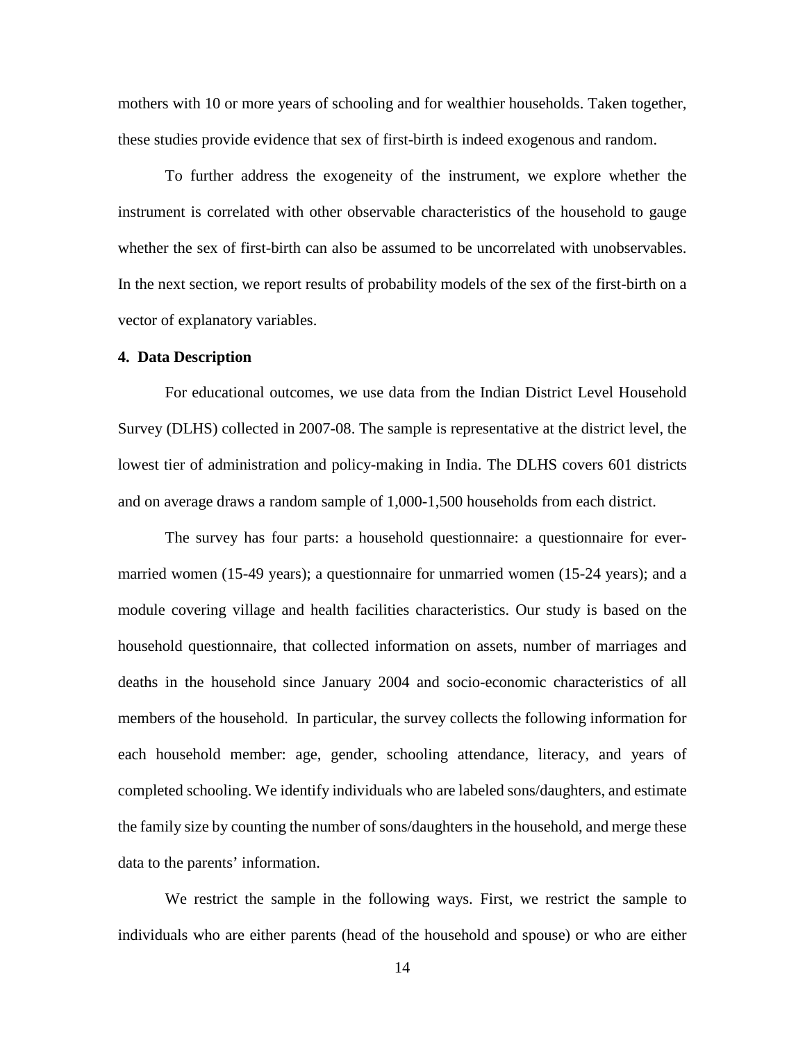mothers with 10 or more years of schooling and for wealthier households. Taken together, these studies provide evidence that sex of first-birth is indeed exogenous and random.

To further address the exogeneity of the instrument, we explore whether the instrument is correlated with other observable characteristics of the household to gauge whether the sex of first-birth can also be assumed to be uncorrelated with unobservables. In the next section, we report results of probability models of the sex of the first-birth on a vector of explanatory variables.

## 4. Data Description

For educational outcomes, we use data from the Indian District Level Household Survey (DLHS) collected in 2007-08. The sample is representative at the district level, the lowest tier of administration and policy-making in India. The DLHS covers 601 districts and on average draws a random sample of 1,000-1,500 households from each district.

The survey has four parts: a household questionnaire: a questionnaire for ever-married women (15-49 years); a questionnaire for unmarried women (15-24 years); and a module covering village and health facilities characteristics. Our study is based on the household questionnaire, that collected information on assets, number of marriages and deaths in the household since January 2004 and socio-economic characteristics of all members of the household. In particular, the survey collects the following information for each household member: age, gender, schooling attendance, literacy, and years of completed schooling. We identify individuals who are labeled sons/daughters, and estimate the family size by counting the number of sons/daughters in the household, and merge these data to the parents' information.

We restrict the sample in the following ways. First, we restrict the sample to individuals who are either parents (head of the household and spouse) or who are either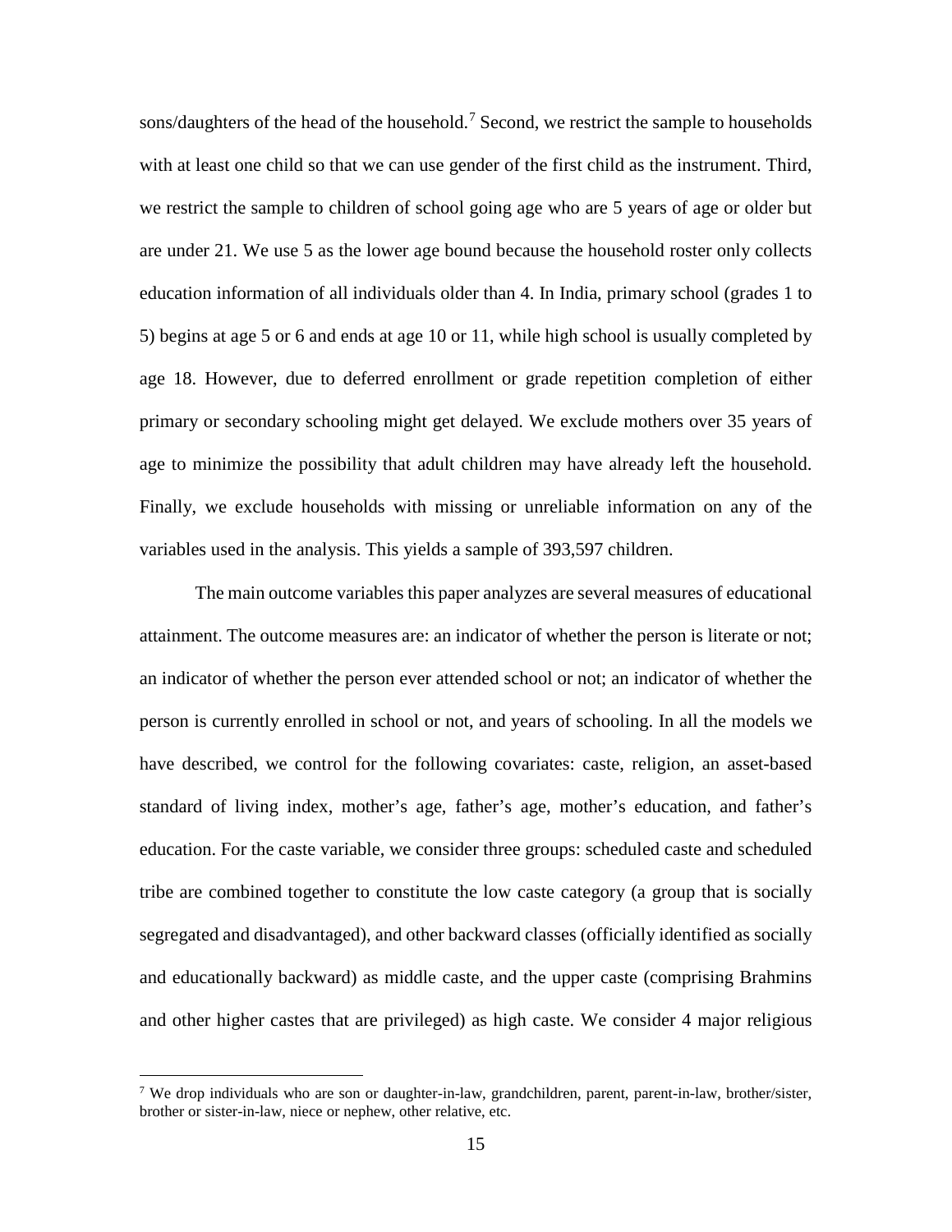sons/daughters of the head of the household.[7] Second, we restrict the sample to households with at least one child so that we can use gender of the first child as the instrument. Third, we restrict the sample to children of school going age who are 5 years of age or older but are under 21. We use 5 as the lower age bound because the household roster only collects education information of all individuals older than 4. In India, primary school (grades 1 to 5) begins at age 5 or 6 and ends at age 10 or 11, while high school is usually completed by age 18. However, due to deferred enrollment or grade repetition completion of either primary or secondary schooling might get delayed. We exclude mothers over 35 years of age to minimize the possibility that adult children may have already left the household. Finally, we exclude households with missing or unreliable information on any of the variables used in the analysis. This yields a sample of 393,597 children.

The main outcome variables this paper analyzes are several measures of educational attainment. The outcome measures are: an indicator of whether the person is literate or not; an indicator of whether the person ever attended school or not; an indicator of whether the person is currently enrolled in school or not, and years of schooling. In all the models we have described, we control for the following covariates: caste, religion, an asset-based standard of living index, mother's age, father's age, mother's education, and father's education. For the caste variable, we consider three groups: scheduled caste and scheduled tribe are combined together to constitute the low caste category (a group that is socially segregated and disadvantaged), and other backward classes (officially identified as socially and educationally backward) as middle caste, and the upper caste (comprising Brahmins and other higher castes that are privileged) as high caste. We consider 4 major religious

---

[7] We drop individuals who are son or daughter-in-law, grandchildren, parent, parent-in-law, brother/sister, brother or sister-in-law, niece or nephew, other relative, etc.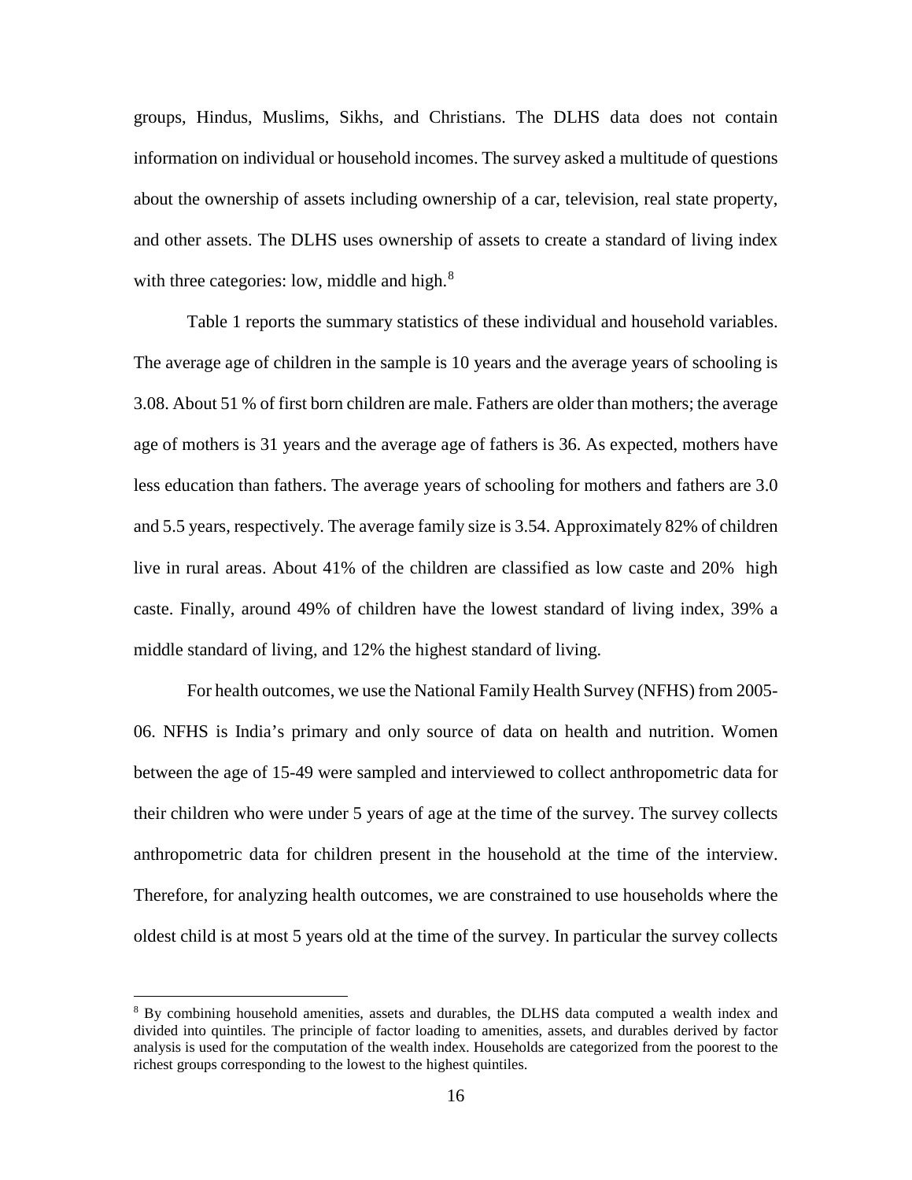groups, Hindus, Muslims, Sikhs, and Christians. The DLHS data does not contain information on individual or household incomes. The survey asked a multitude of questions about the ownership of assets including ownership of a car, television, real state property, and other assets. The DLHS uses ownership of assets to create a standard of living index with three categories: low, middle and high.[8]

Table 1 reports the summary statistics of these individual and household variables. The average age of children in the sample is 10 years and the average years of schooling is 3.08. About 51 % of first born children are male. Fathers are older than mothers; the average age of mothers is 31 years and the average age of fathers is 36. As expected, mothers have less education than fathers. The average years of schooling for mothers and fathers are 3.0 and 5.5 years, respectively. The average family size is 3.54. Approximately 82% of children live in rural areas. About 41% of the children are classified as low caste and 20% high caste. Finally, around 49% of children have the lowest standard of living index, 39% a middle standard of living, and 12% the highest standard of living.

For health outcomes, we use the National Family Health Survey (NFHS) from 2005-06. NFHS is India's primary and only source of data on health and nutrition. Women between the age of 15-49 were sampled and interviewed to collect anthropometric data for their children who were under 5 years of age at the time of the survey. The survey collects anthropometric data for children present in the household at the time of the interview. Therefore, for analyzing health outcomes, we are constrained to use households where the oldest child is at most 5 years old at the time of the survey. In particular the survey collects

[8] By combining household amenities, assets and durables, the DLHS data computed a wealth index and divided into quintiles. The principle of factor loading to amenities, assets, and durables derived by factor analysis is used for the computation of the wealth index. Households are categorized from the poorest to the richest groups corresponding to the lowest to the highest quintiles.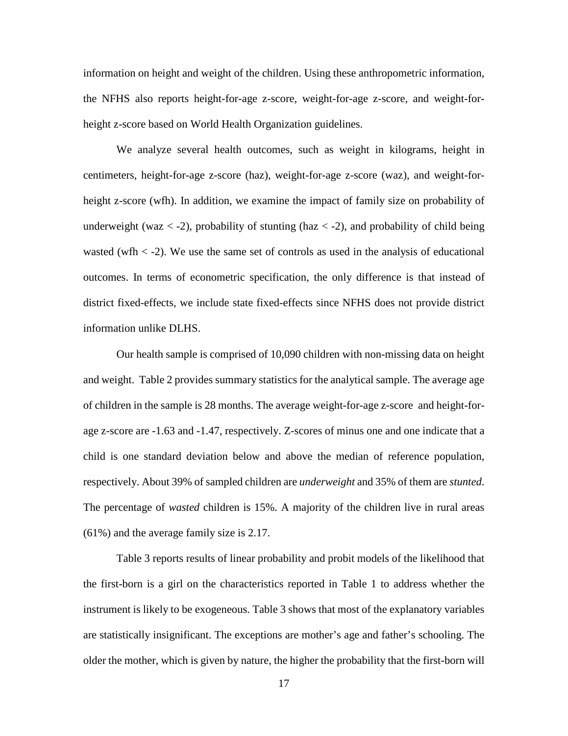information on height and weight of the children. Using these anthropometric information, the NFHS also reports height-for-age z-score, weight-for-age z-score, and weight-for-height z-score based on World Health Organization guidelines.

We analyze several health outcomes, such as weight in kilograms, height in centimeters, height-for-age z-score (haz), weight-for-age z-score (waz), and weight-for-height z-score (wfh). In addition, we examine the impact of family size on probability of underweight (waz $< -2$), probability of stunting (haz $< -2$), and probability of child being wasted (wfh $< -2$). We use the same set of controls as used in the analysis of educational outcomes. In terms of econometric specification, the only difference is that instead of district fixed-effects, we include state fixed-effects since NFHS does not provide district information unlike DLHS.

Our health sample is comprised of 10,090 children with non-missing data on height and weight. Table 2 provides summary statistics for the analytical sample. The average age of children in the sample is 28 months. The average weight-for-age z-score and height-for-age z-score are -1.63 and -1.47, respectively. Z-scores of minus one and one indicate that a child is one standard deviation below and above the median of reference population, respectively. About 39% of sampled children are *underweight* and 35% of them are *stunted*. The percentage of *wasted* children is 15%. A majority of the children live in rural areas (61%) and the average family size is 2.17.

Table 3 reports results of linear probability and probit models of the likelihood that the first-born is a girl on the characteristics reported in Table 1 to address whether the instrument is likely to be exogeneous. Table 3 shows that most of the explanatory variables are statistically insignificant. The exceptions are mother's age and father's schooling. The older the mother, which is given by nature, the higher the probability that the first-born will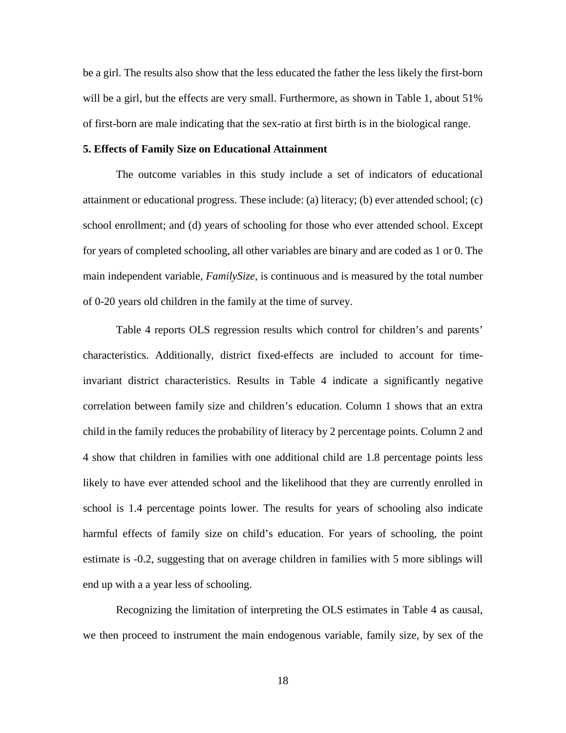be a girl. The results also show that the less educated the father the less likely the first-born will be a girl, but the effects are very small. Furthermore, as shown in Table 1, about 51% of first-born are male indicating that the sex-ratio at first birth is in the biological range.

### 5. Effects of Family Size on Educational Attainment

The outcome variables in this study include a set of indicators of educational attainment or educational progress. These include: (a) literacy; (b) ever attended school; (c) school enrollment; and (d) years of schooling for those who ever attended school. Except for years of completed schooling, all other variables are binary and are coded as 1 or 0. The main independent variable, *FamilySize*, is continuous and is measured by the total number of 0-20 years old children in the family at the time of survey.

Table 4 reports OLS regression results which control for children's and parents' characteristics. Additionally, district fixed-effects are included to account for time-invariant district characteristics. Results in Table 4 indicate a significantly negative correlation between family size and children's education. Column 1 shows that an extra child in the family reduces the probability of literacy by 2 percentage points. Column 2 and 4 show that children in families with one additional child are 1.8 percentage points less likely to have ever attended school and the likelihood that they are currently enrolled in school is 1.4 percentage points lower. The results for years of schooling also indicate harmful effects of family size on child's education. For years of schooling, the point estimate is -0.2, suggesting that on average children in families with 5 more siblings will end up with a a year less of schooling.

Recognizing the limitation of interpreting the OLS estimates in Table 4 as causal, we then proceed to instrument the main endogenous variable, family size, by sex of the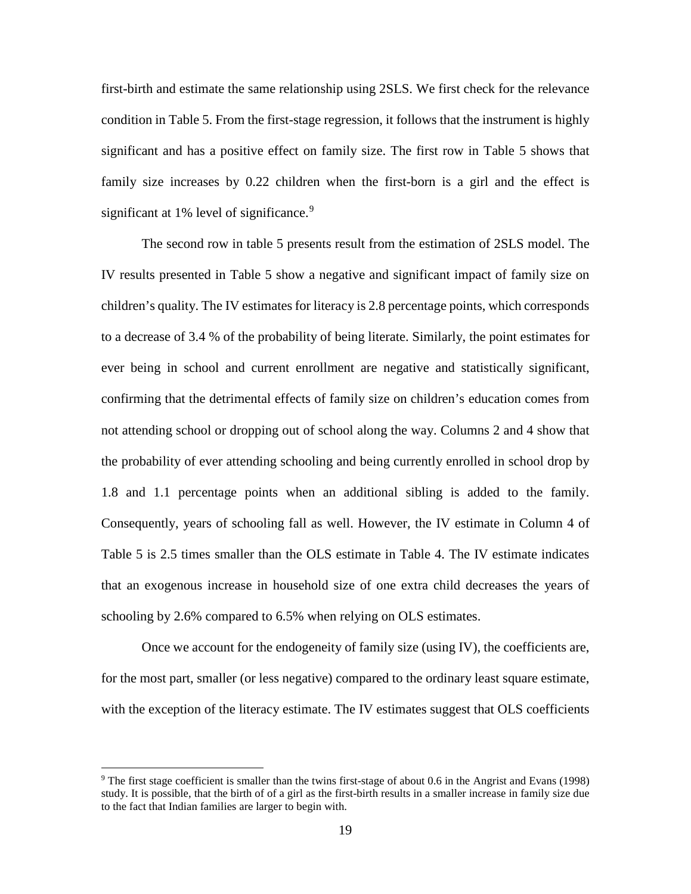first-birth and estimate the same relationship using 2SLS. We first check for the relevance condition in Table 5. From the first-stage regression, it follows that the instrument is highly significant and has a positive effect on family size. The first row in Table 5 shows that family size increases by 0.22 children when the first-born is a girl and the effect is significant at 1% level of significance.[9]

The second row in table 5 presents result from the estimation of 2SLS model. The IV results presented in Table 5 show a negative and significant impact of family size on children's quality. The IV estimates for literacy is 2.8 percentage points, which corresponds to a decrease of 3.4 % of the probability of being literate. Similarly, the point estimates for ever being in school and current enrollment are negative and statistically significant, confirming that the detrimental effects of family size on children's education comes from not attending school or dropping out of school along the way. Columns 2 and 4 show that the probability of ever attending schooling and being currently enrolled in school drop by 1.8 and 1.1 percentage points when an additional sibling is added to the family. Consequently, years of schooling fall as well. However, the IV estimate in Column 4 of Table 5 is 2.5 times smaller than the OLS estimate in Table 4. The IV estimate indicates that an exogenous increase in household size of one extra child decreases the years of schooling by 2.6% compared to 6.5% when relying on OLS estimates.

Once we account for the endogeneity of family size (using IV), the coefficients are, for the most part, smaller (or less negative) compared to the ordinary least square estimate, with the exception of the literacy estimate. The IV estimates suggest that OLS coefficients

[9] The first stage coefficient is smaller than the twins first-stage of about 0.6 in the Angrist and Evans (1998) study. It is possible, that the birth of of a girl as the first-birth results in a smaller increase in family size due to the fact that Indian families are larger to begin with.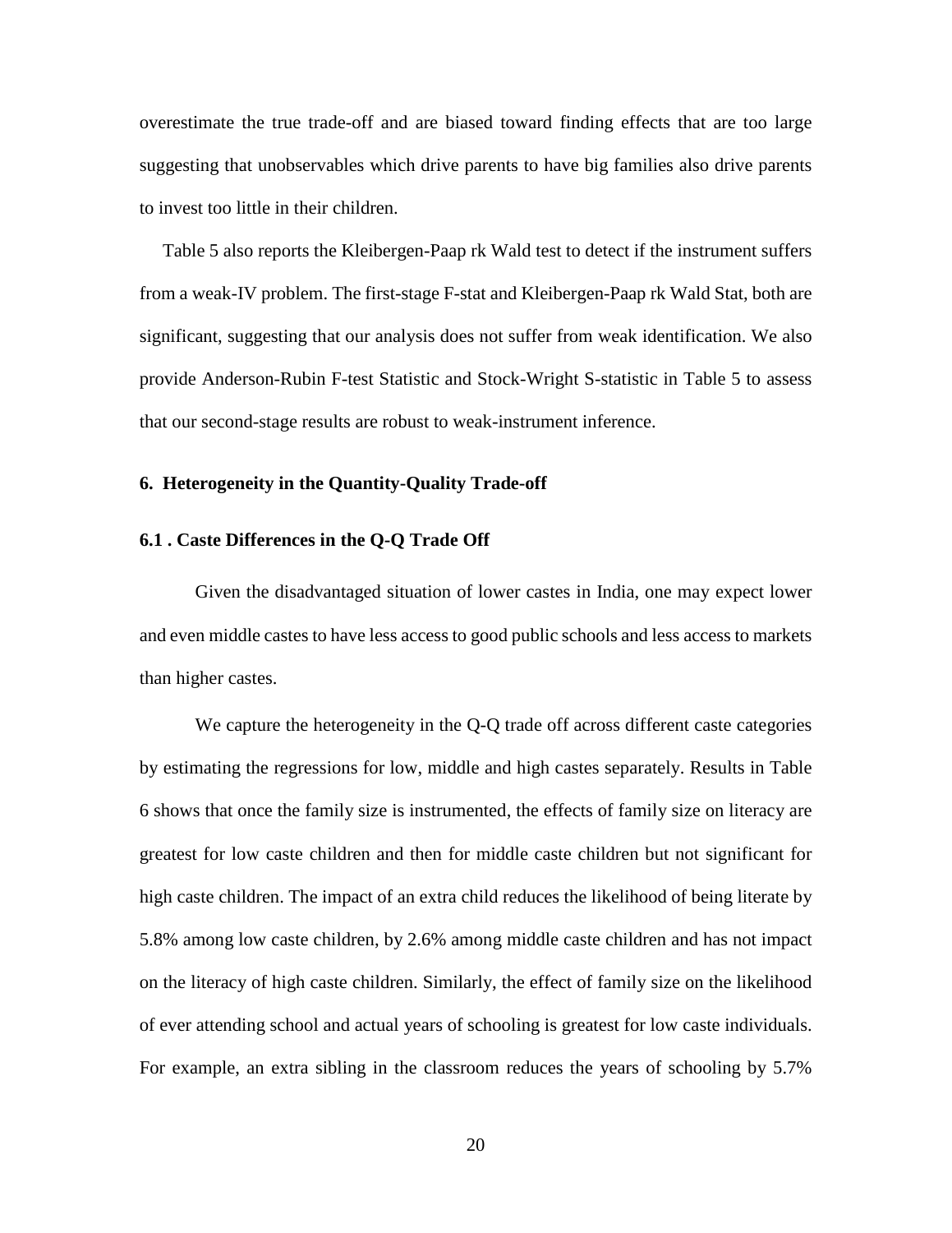overestimate the true trade-off and are biased toward finding effects that are too large suggesting that unobservables which drive parents to have big families also drive parents to invest too little in their children.

Table 5 also reports the Kleibergen-Paap rk Wald test to detect if the instrument suffers from a weak-IV problem. The first-stage F-stat and Kleibergen-Paap rk Wald Stat, both are significant, suggesting that our analysis does not suffer from weak identification. We also provide Anderson-Rubin F-test Statistic and Stock-Wright S-statistic in Table 5 to assess that our second-stage results are robust to weak-instrument inference.

## 6. Heterogeneity in the Quantity-Quality Trade-off

### 6.1 . Caste Differences in the Q-Q Trade Off

Given the disadvantaged situation of lower castes in India, one may expect lower and even middle castes to have less access to good public schools and less access to markets than higher castes.

We capture the heterogeneity in the Q-Q trade off across different caste categories by estimating the regressions for low, middle and high castes separately. Results in Table 6 shows that once the family size is instrumented, the effects of family size on literacy are greatest for low caste children and then for middle caste children but not significant for high caste children. The impact of an extra child reduces the likelihood of being literate by 5.8% among low caste children, by 2.6% among middle caste children and has not impact on the literacy of high caste children. Similarly, the effect of family size on the likelihood of ever attending school and actual years of schooling is greatest for low caste individuals. For example, an extra sibling in the classroom reduces the years of schooling by 5.7%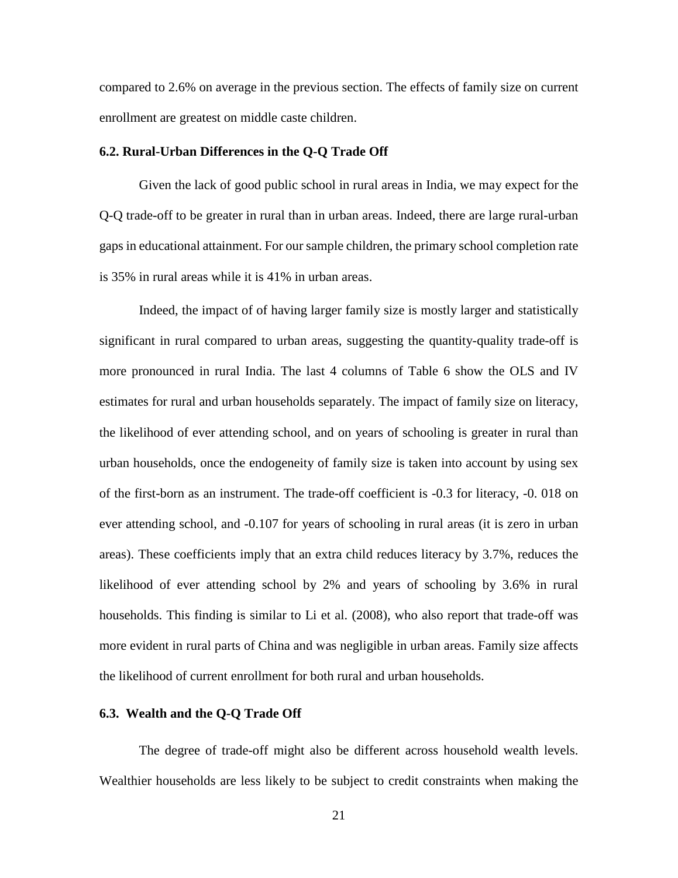compared to 2.6% on average in the previous section. The effects of family size on current enrollment are greatest on middle caste children.

### 6.2. Rural-Urban Differences in the Q-Q Trade Off

Given the lack of good public school in rural areas in India, we may expect for the Q-Q trade-off to be greater in rural than in urban areas. Indeed, there are large rural-urban gaps in educational attainment. For our sample children, the primary school completion rate is 35% in rural areas while it is 41% in urban areas.

Indeed, the impact of of having larger family size is mostly larger and statistically significant in rural compared to urban areas, suggesting the quantity-quality trade-off is more pronounced in rural India. The last 4 columns of Table 6 show the OLS and IV estimates for rural and urban households separately. The impact of family size on literacy, the likelihood of ever attending school, and on years of schooling is greater in rural than urban households, once the endogeneity of family size is taken into account by using sex of the first-born as an instrument. The trade-off coefficient is -0.3 for literacy, -0. 018 on ever attending school, and -0.107 for years of schooling in rural areas (it is zero in urban areas). These coefficients imply that an extra child reduces literacy by 3.7%, reduces the likelihood of ever attending school by 2% and years of schooling by 3.6% in rural households. This finding is similar to Li et al. (2008), who also report that trade-off was more evident in rural parts of China and was negligible in urban areas. Family size affects the likelihood of current enrollment for both rural and urban households.

### 6.3. Wealth and the Q-Q Trade Off

The degree of trade-off might also be different across household wealth levels. Wealthier households are less likely to be subject to credit constraints when making the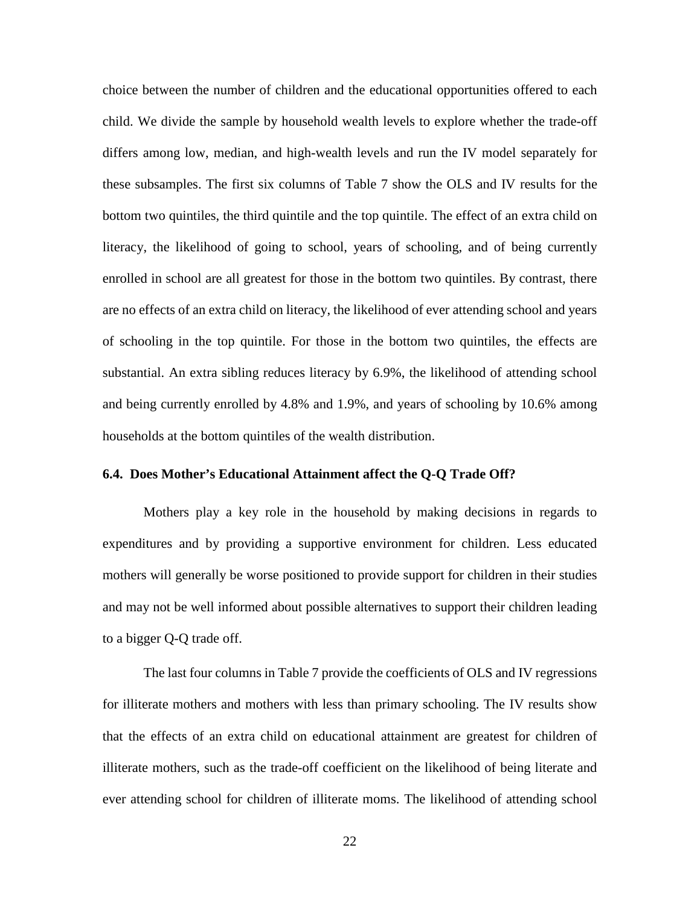choice between the number of children and the educational opportunities offered to each child. We divide the sample by household wealth levels to explore whether the trade-off differs among low, median, and high-wealth levels and run the IV model separately for these subsamples. The first six columns of Table 7 show the OLS and IV results for the bottom two quintiles, the third quintile and the top quintile. The effect of an extra child on literacy, the likelihood of going to school, years of schooling, and of being currently enrolled in school are all greatest for those in the bottom two quintiles. By contrast, there are no effects of an extra child on literacy, the likelihood of ever attending school and years of schooling in the top quintile. For those in the bottom two quintiles, the effects are substantial. An extra sibling reduces literacy by 6.9%, the likelihood of attending school and being currently enrolled by 4.8% and 1.9%, and years of schooling by 10.6% among households at the bottom quintiles of the wealth distribution.

### 6.4. Does Mother's Educational Attainment affect the Q-Q Trade Off?

Mothers play a key role in the household by making decisions in regards to expenditures and by providing a supportive environment for children. Less educated mothers will generally be worse positioned to provide support for children in their studies and may not be well informed about possible alternatives to support their children leading to a bigger Q-Q trade off.

The last four columns in Table 7 provide the coefficients of OLS and IV regressions for illiterate mothers and mothers with less than primary schooling. The IV results show that the effects of an extra child on educational attainment are greatest for children of illiterate mothers, such as the trade-off coefficient on the likelihood of being literate and ever attending school for children of illiterate moms. The likelihood of attending school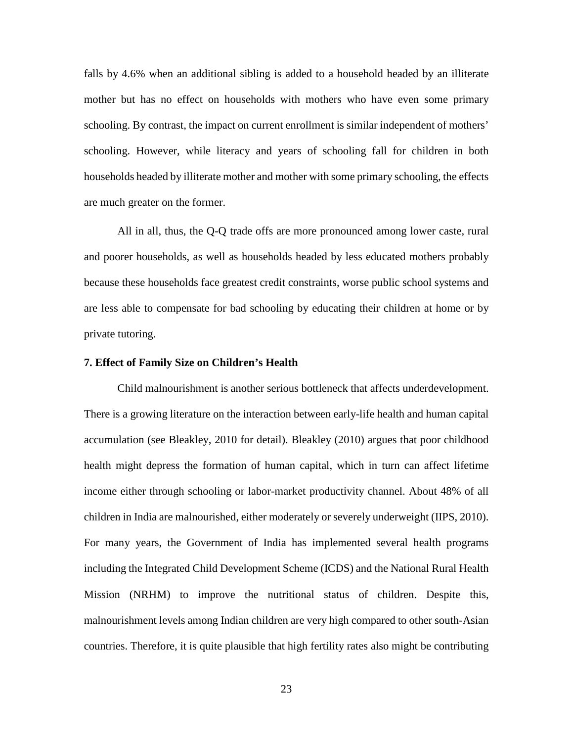falls by 4.6% when an additional sibling is added to a household headed by an illiterate mother but has no effect on households with mothers who have even some primary schooling. By contrast, the impact on current enrollment is similar independent of mothers' schooling. However, while literacy and years of schooling fall for children in both households headed by illiterate mother and mother with some primary schooling, the effects are much greater on the former.

All in all, thus, the Q-Q trade offs are more pronounced among lower caste, rural and poorer households, as well as households headed by less educated mothers probably because these households face greatest credit constraints, worse public school systems and are less able to compensate for bad schooling by educating their children at home or by private tutoring.

### 7. Effect of Family Size on Children's Health

Child malnourishment is another serious bottleneck that affects underdevelopment. There is a growing literature on the interaction between early-life health and human capital accumulation (see Bleakley, 2010 for detail). Bleakley (2010) argues that poor childhood health might depress the formation of human capital, which in turn can affect lifetime income either through schooling or labor-market productivity channel. About 48% of all children in India are malnourished, either moderately or severely underweight (IIPS, 2010). For many years, the Government of India has implemented several health programs including the Integrated Child Development Scheme (ICDS) and the National Rural Health Mission (NRHM) to improve the nutritional status of children. Despite this, malnourishment levels among Indian children are very high compared to other south-Asian countries. Therefore, it is quite plausible that high fertility rates also might be contributing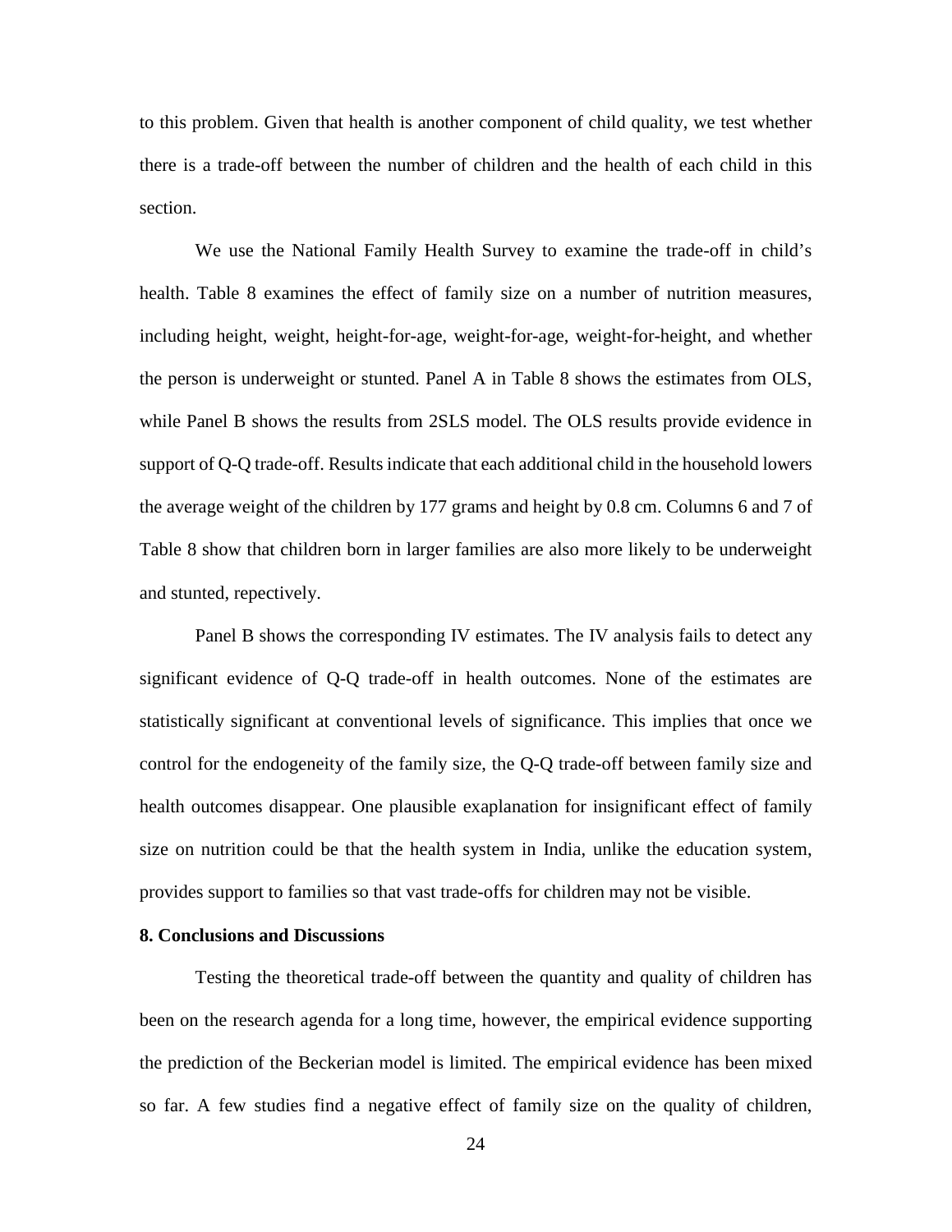to this problem. Given that health is another component of child quality, we test whether there is a trade-off between the number of children and the health of each child in this section.

We use the National Family Health Survey to examine the trade-off in child's health. Table 8 examines the effect of family size on a number of nutrition measures, including height, weight, height-for-age, weight-for-age, weight-for-height, and whether the person is underweight or stunted. Panel A in Table 8 shows the estimates from OLS, while Panel B shows the results from 2SLS model. The OLS results provide evidence in support of Q-Q trade-off. Results indicate that each additional child in the household lowers the average weight of the children by 177 grams and height by 0.8 cm. Columns 6 and 7 of Table 8 show that children born in larger families are also more likely to be underweight and stunted, repectively.

Panel B shows the corresponding IV estimates. The IV analysis fails to detect any significant evidence of Q-Q trade-off in health outcomes. None of the estimates are statistically significant at conventional levels of significance. This implies that once we control for the endogeneity of the family size, the Q-Q trade-off between family size and health outcomes disappear. One plausible exaplanation for insignificant effect of family size on nutrition could be that the health system in India, unlike the education system, provides support to families so that vast trade-offs for children may not be visible.

## 8. Conclusions and Discussions

Testing the theoretical trade-off between the quantity and quality of children has been on the research agenda for a long time, however, the empirical evidence supporting the prediction of the Beckerian model is limited. The empirical evidence has been mixed so far. A few studies find a negative effect of family size on the quality of children,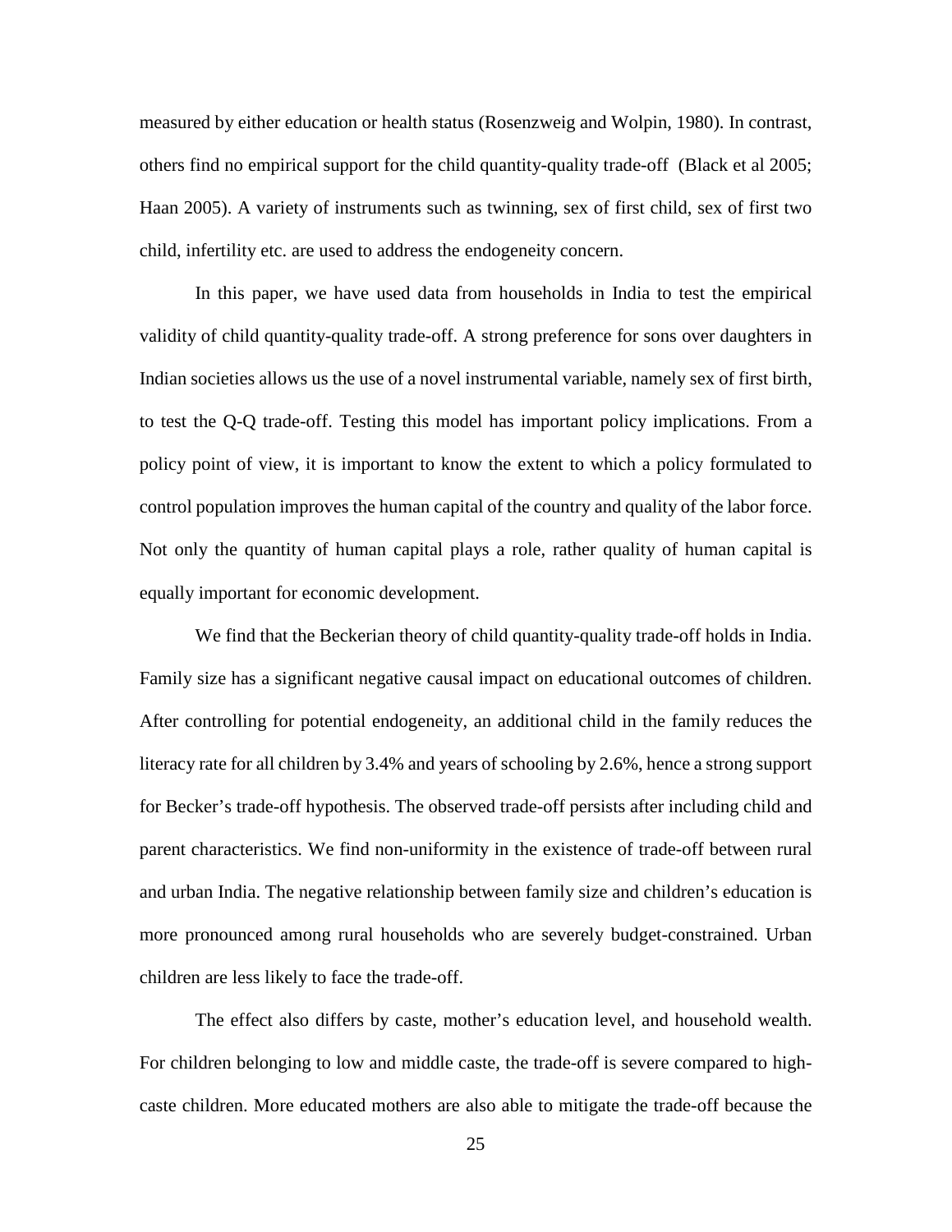measured by either education or health status (Rosenzweig and Wolpin, 1980). In contrast, others find no empirical support for the child quantity-quality trade-off (Black et al 2005; Haan 2005). A variety of instruments such as twinning, sex of first child, sex of first two child, infertility etc. are used to address the endogeneity concern.

In this paper, we have used data from households in India to test the empirical validity of child quantity-quality trade-off. A strong preference for sons over daughters in Indian societies allows us the use of a novel instrumental variable, namely sex of first birth, to test the Q-Q trade-off. Testing this model has important policy implications. From a policy point of view, it is important to know the extent to which a policy formulated to control population improves the human capital of the country and quality of the labor force. Not only the quantity of human capital plays a role, rather quality of human capital is equally important for economic development.

We find that the Beckerian theory of child quantity-quality trade-off holds in India. Family size has a significant negative causal impact on educational outcomes of children. After controlling for potential endogeneity, an additional child in the family reduces the literacy rate for all children by 3.4% and years of schooling by 2.6%, hence a strong support for Becker's trade-off hypothesis. The observed trade-off persists after including child and parent characteristics. We find non-uniformity in the existence of trade-off between rural and urban India. The negative relationship between family size and children's education is more pronounced among rural households who are severely budget-constrained. Urban children are less likely to face the trade-off.

The effect also differs by caste, mother's education level, and household wealth. For children belonging to low and middle caste, the trade-off is severe compared to high-caste children. More educated mothers are also able to mitigate the trade-off because the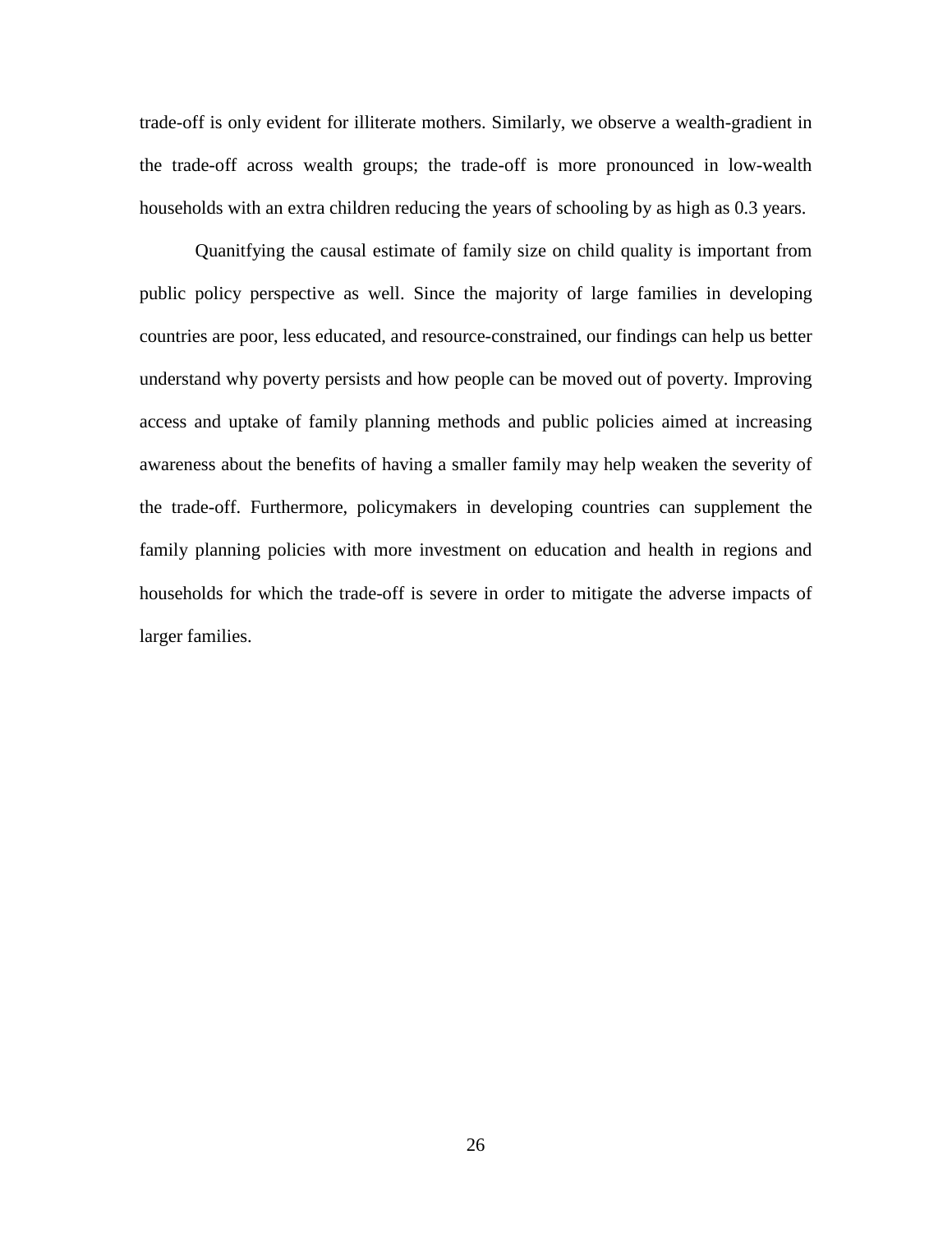trade-off is only evident for illiterate mothers. Similarly, we observe a wealth-gradient in the trade-off across wealth groups; the trade-off is more pronounced in low-wealth households with an extra children reducing the years of schooling by as high as 0.3 years.

Quanitfying the causal estimate of family size on child quality is important from public policy perspective as well. Since the majority of large families in developing countries are poor, less educated, and resource-constrained, our findings can help us better understand why poverty persists and how people can be moved out of poverty. Improving access and uptake of family planning methods and public policies aimed at increasing awareness about the benefits of having a smaller family may help weaken the severity of the trade-off. Furthermore, policymakers in developing countries can supplement the family planning policies with more investment on education and health in regions and households for which the trade-off is severe in order to mitigate the adverse impacts of larger families.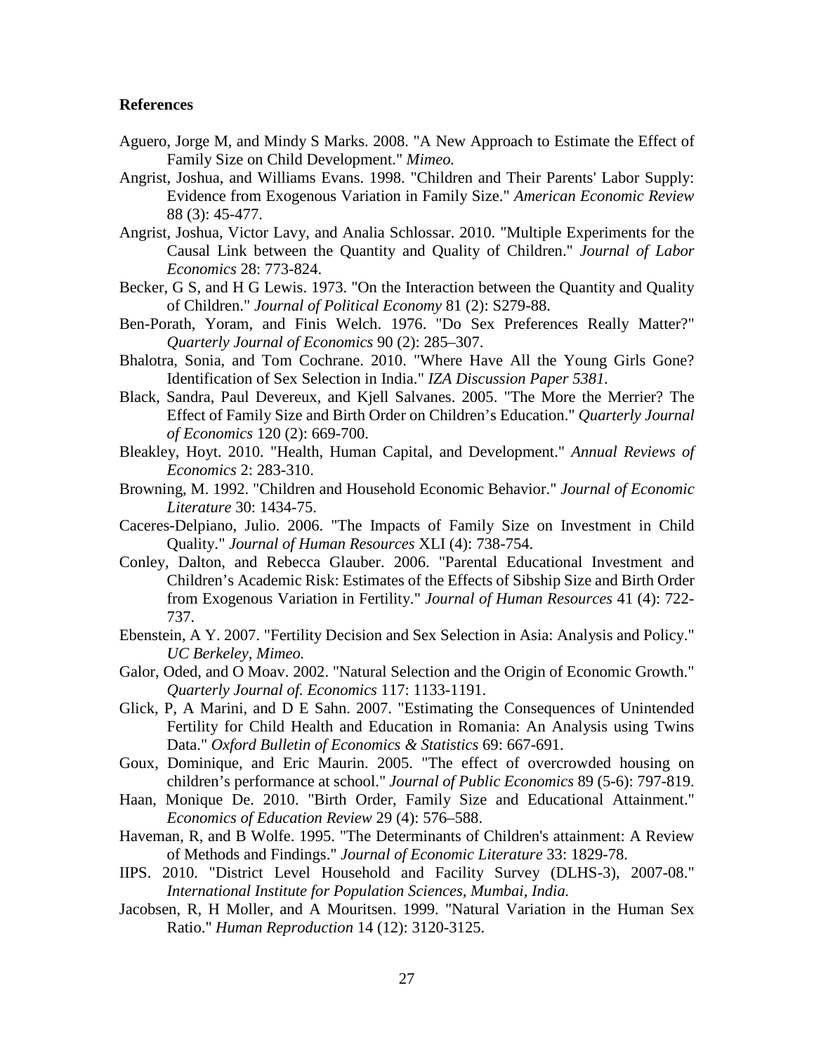## References

Aguero, Jorge M, and Mindy S Marks. 2008. "A New Approach to Estimate the Effect of Family Size on Child Development." *Mimeo.*

Angrist, Joshua, and Williams Evans. 1998. "Children and Their Parents' Labor Supply: Evidence from Exogenous Variation in Family Size." *American Economic Review* 88 (3): 45-477.

Angrist, Joshua, Victor Lavy, and Analia Schlossar. 2010. "Multiple Experiments for the Causal Link between the Quantity and Quality of Children." *Journal of Labor Economics* 28: 773-824.

Becker, G S, and H G Lewis. 1973. "On the Interaction between the Quantity and Quality of Children." *Journal of Political Economy* 81 (2): S279-88.

Ben-Porath, Yoram, and Finis Welch. 1976. "Do Sex Preferences Really Matter?" *Quarterly Journal of Economics* 90 (2): 285–307.

Bhalotra, Sonia, and Tom Cochrane. 2010. "Where Have All the Young Girls Gone? Identification of Sex Selection in India." *IZA Discussion Paper 5381.*

Black, Sandra, Paul Devereux, and Kjell Salvanes. 2005. "The More the Merrier? The Effect of Family Size and Birth Order on Children's Education." *Quarterly Journal of Economics* 120 (2): 669-700.

Bleakley, Hoyt. 2010. "Health, Human Capital, and Development." *Annual Reviews of Economics* 2: 283-310.

Browning, M. 1992. "Children and Household Economic Behavior." *Journal of Economic Literature* 30: 1434-75.

Caceres-Delpiano, Julio. 2006. "The Impacts of Family Size on Investment in Child Quality." *Journal of Human Resources* XLI (4): 738-754.

Conley, Dalton, and Rebecca Glauber. 2006. "Parental Educational Investment and Children's Academic Risk: Estimates of the Effects of Sibship Size and Birth Order from Exogenous Variation in Fertility." *Journal of Human Resources* 41 (4): 722-737.

Ebenstein, A Y. 2007. "Fertility Decision and Sex Selection in Asia: Analysis and Policy." *UC Berkeley, Mimeo.*

Galor, Oded, and O Moav. 2002. "Natural Selection and the Origin of Economic Growth." *Quarterly Journal of. Economics* 117: 1133-1191.

Glick, P, A Marini, and D E Sahn. 2007. "Estimating the Consequences of Unintended Fertility for Child Health and Education in Romania: An Analysis using Twins Data." *Oxford Bulletin of Economics & Statistics* 69: 667-691.

Goux, Dominique, and Eric Maurin. 2005. "The effect of overcrowded housing on children's performance at school." *Journal of Public Economics* 89 (5-6): 797-819.

Haan, Monique De. 2010. "Birth Order, Family Size and Educational Attainment." *Economics of Education Review* 29 (4): 576–588.

Haveman, R, and B Wolfe. 1995. "The Determinants of Children's attainment: A Review of Methods and Findings." *Journal of Economic Literature* 33: 1829-78.

IIPS. 2010. "District Level Household and Facility Survey (DLHS-3), 2007-08." *International Institute for Population Sciences, Mumbai, India.*

Jacobsen, R, H Moller, and A Mouritsen. 1999. "Natural Variation in the Human Sex Ratio." *Human Reproduction* 14 (12): 3120-3125.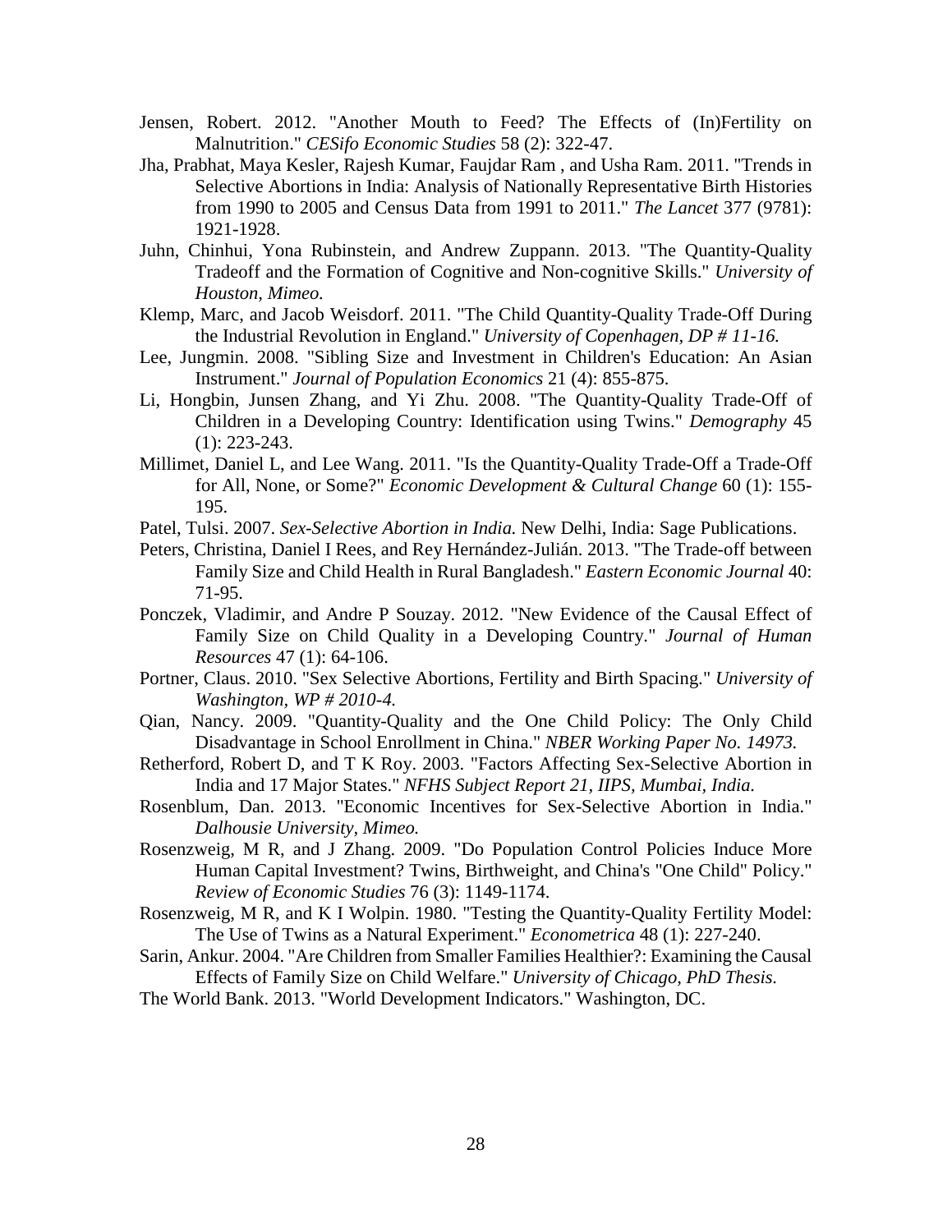Jensen, Robert. 2012. "Another Mouth to Feed? The Effects of (In)Fertility on Malnutrition." *CESifo Economic Studies* 58 (2): 322-47.

Jha, Prabhat, Maya Kesler, Rajesh Kumar, Faujdar Ram , and Usha Ram. 2011. "Trends in Selective Abortions in India: Analysis of Nationally Representative Birth Histories from 1990 to 2005 and Census Data from 1991 to 2011." *The Lancet* 377 (9781): 1921-1928.

Juhn, Chinhui, Yona Rubinstein, and Andrew Zuppann. 2013. "The Quantity-Quality Tradeoff and the Formation of Cognitive and Non-cognitive Skills." *University of Houston, Mimeo.*

Klemp, Marc, and Jacob Weisdorf. 2011. "The Child Quantity-Quality Trade-Off During the Industrial Revolution in England." *University of Copenhagen, DP # 11-16.*

Lee, Jungmin. 2008. "Sibling Size and Investment in Children's Education: An Asian Instrument." *Journal of Population Economics* 21 (4): 855-875.

Li, Hongbin, Junsen Zhang, and Yi Zhu. 2008. "The Quantity-Quality Trade-Off of Children in a Developing Country: Identification using Twins." *Demography* 45 (1): 223-243.

Millimet, Daniel L, and Lee Wang. 2011. "Is the Quantity-Quality Trade-Off a Trade-Off for All, None, or Some?" *Economic Development & Cultural Change* 60 (1): 155-195.

Patel, Tulsi. 2007. *Sex-Selective Abortion in India.* New Delhi, India: Sage Publications.

Peters, Christina, Daniel I Rees, and Rey Hernández-Julián. 2013. "The Trade-off between Family Size and Child Health in Rural Bangladesh." *Eastern Economic Journal* 40: 71-95.

Ponczek, Vladimir, and Andre P Souzay. 2012. "New Evidence of the Causal Effect of Family Size on Child Quality in a Developing Country." *Journal of Human Resources* 47 (1): 64-106.

Portner, Claus. 2010. "Sex Selective Abortions, Fertility and Birth Spacing." *University of Washington, WP # 2010-4.*

Qian, Nancy. 2009. "Quantity-Quality and the One Child Policy: The Only Child Disadvantage in School Enrollment in China." *NBER Working Paper No. 14973.*

Retherford, Robert D, and T K Roy. 2003. "Factors Affecting Sex-Selective Abortion in India and 17 Major States." *NFHS Subject Report 21, IIPS, Mumbai, India.*

Rosenblum, Dan. 2013. "Economic Incentives for Sex-Selective Abortion in India." *Dalhousie University, Mimeo.*

Rosenzweig, M R, and J Zhang. 2009. "Do Population Control Policies Induce More Human Capital Investment? Twins, Birthweight, and China's "One Child" Policy." *Review of Economic Studies* 76 (3): 1149-1174.

Rosenzweig, M R, and K I Wolpin. 1980. "Testing the Quantity-Quality Fertility Model: The Use of Twins as a Natural Experiment." *Econometrica* 48 (1): 227-240.

Sarin, Ankur. 2004. "Are Children from Smaller Families Healthier?: Examining the Causal Effects of Family Size on Child Welfare." *University of Chicago, PhD Thesis.*

The World Bank. 2013. "World Development Indicators." Washington, DC.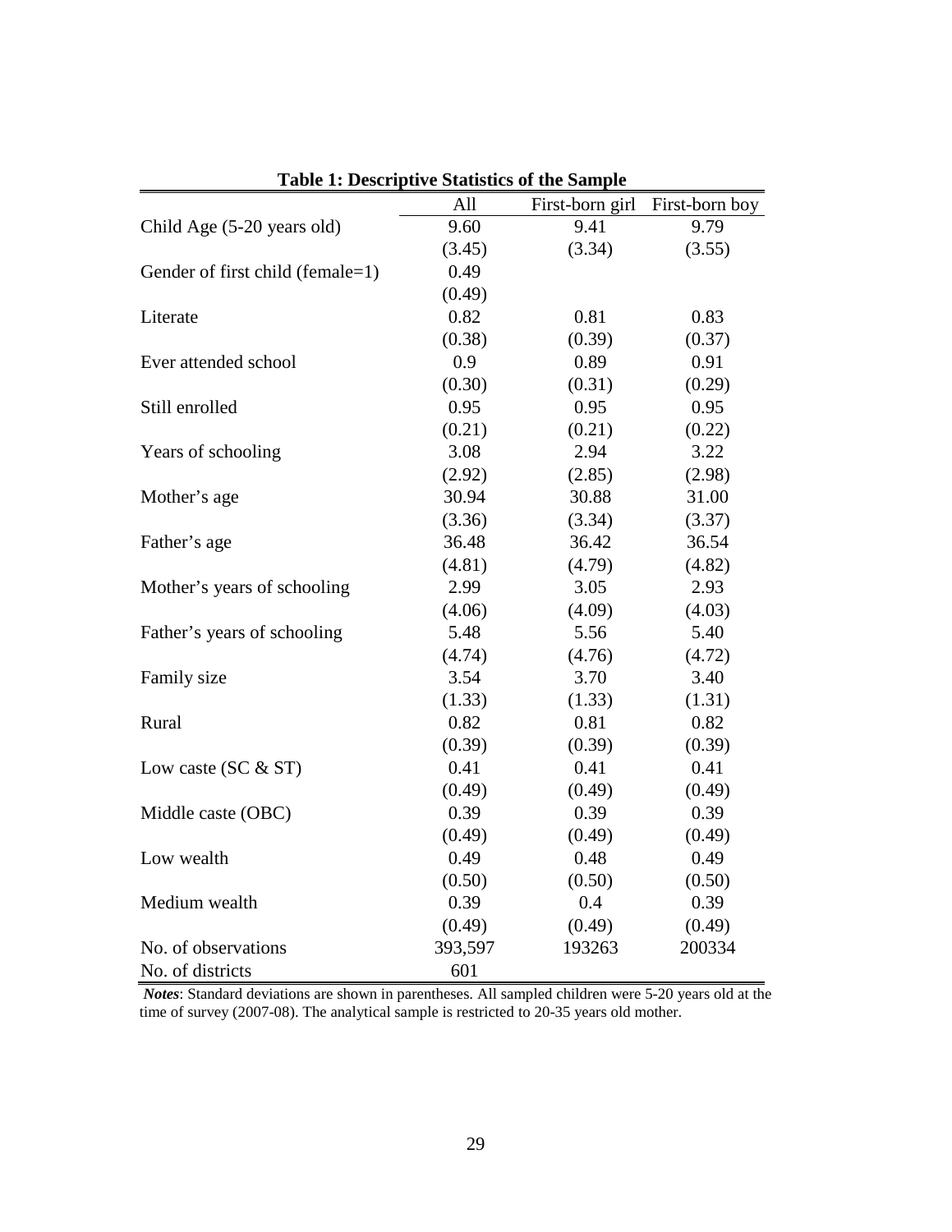**Table 1: Descriptive Statistics of the Sample**

| | All | First-born girl | First-born boy |
|---|---|---|---|
| Child Age (5-20 years old) | 9.60 | 9.41 | 9.79 |
| | (3.45) | (3.34) | (3.55) |
| Gender of first child (female=1) | 0.49 | | |
| | (0.49) | | |
| Literate | 0.82 | 0.81 | 0.83 |
| | (0.38) | (0.39) | (0.37) |
| Ever attended school | 0.9 | 0.89 | 0.91 |
| | (0.30) | (0.31) | (0.29) |
| Still enrolled | 0.95 | 0.95 | 0.95 |
| | (0.21) | (0.21) | (0.22) |
| Years of schooling | 3.08 | 2.94 | 3.22 |
| | (2.92) | (2.85) | (2.98) |
| Mother's age | 30.94 | 30.88 | 31.00 |
| | (3.36) | (3.34) | (3.37) |
| Father's age | 36.48 | 36.42 | 36.54 |
| | (4.81) | (4.79) | (4.82) |
| Mother's years of schooling | 2.99 | 3.05 | 2.93 |
| | (4.06) | (4.09) | (4.03) |
| Father's years of schooling | 5.48 | 5.56 | 5.40 |
| | (4.74) | (4.76) | (4.72) |
| Family size | 3.54 | 3.70 | 3.40 |
| | (1.33) | (1.33) | (1.31) |
| Rural | 0.82 | 0.81 | 0.82 |
| | (0.39) | (0.39) | (0.39) |
| Low caste (SC & ST) | 0.41 | 0.41 | 0.41 |
| | (0.49) | (0.49) | (0.49) |
| Middle caste (OBC) | 0.39 | 0.39 | 0.39 |
| | (0.49) | (0.49) | (0.49) |
| Low wealth | 0.49 | 0.48 | 0.49 |
| | (0.50) | (0.50) | (0.50) |
| Medium wealth | 0.39 | 0.4 | 0.39 |
| | (0.49) | (0.49) | (0.49) |
| No. of observations | 393,597 | 193263 | 200334 |
| No. of districts | 601 | | |

***Notes***: Standard deviations are shown in parentheses. All sampled children were 5-20 years old at the time of survey (2007-08). The analytical sample is restricted to 20-35 years old mother.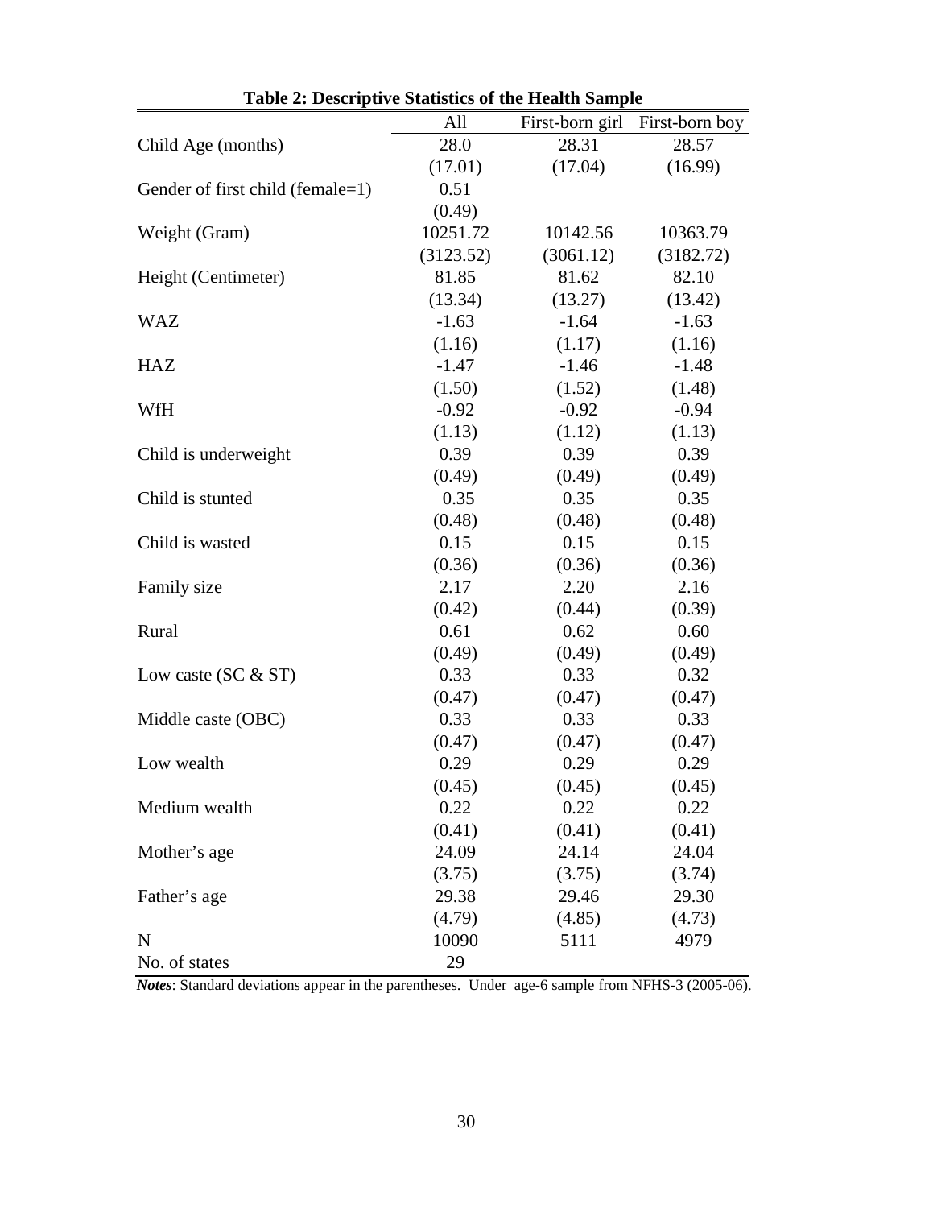**Table 2: Descriptive Statistics of the Health Sample**

| | All | First-born girl | First-born boy |
|---|---|---|---|
| Child Age (months) | 28.0 | 28.31 | 28.57 |
| | (17.01) | (17.04) | (16.99) |
| Gender of first child (female=1) | 0.51 | | |
| | (0.49) | | |
| Weight (Gram) | 10251.72 | 10142.56 | 10363.79 |
| | (3123.52) | (3061.12) | (3182.72) |
| Height (Centimeter) | 81.85 | 81.62 | 82.10 |
| | (13.34) | (13.27) | (13.42) |
| WAZ | -1.63 | -1.64 | -1.63 |
| | (1.16) | (1.17) | (1.16) |
| HAZ | -1.47 | -1.46 | -1.48 |
| | (1.50) | (1.52) | (1.48) |
| WfH | -0.92 | -0.92 | -0.94 |
| | (1.13) | (1.12) | (1.13) |
| Child is underweight | 0.39 | 0.39 | 0.39 |
| | (0.49) | (0.49) | (0.49) |
| Child is stunted | 0.35 | 0.35 | 0.35 |
| | (0.48) | (0.48) | (0.48) |
| Child is wasted | 0.15 | 0.15 | 0.15 |
| | (0.36) | (0.36) | (0.36) |
| Family size | 2.17 | 2.20 | 2.16 |
| | (0.42) | (0.44) | (0.39) |
| Rural | 0.61 | 0.62 | 0.60 |
| | (0.49) | (0.49) | (0.49) |
| Low caste (SC & ST) | 0.33 | 0.33 | 0.32 |
| | (0.47) | (0.47) | (0.47) |
| Middle caste (OBC) | 0.33 | 0.33 | 0.33 |
| | (0.47) | (0.47) | (0.47) |
| Low wealth | 0.29 | 0.29 | 0.29 |
| | (0.45) | (0.45) | (0.45) |
| Medium wealth | 0.22 | 0.22 | 0.22 |
| | (0.41) | (0.41) | (0.41) |
| Mother's age | 24.09 | 24.14 | 24.04 |
| | (3.75) | (3.75) | (3.74) |
| Father's age | 29.38 | 29.46 | 29.30 |
| | (4.79) | (4.85) | (4.73) |
| N | 10090 | 5111 | 4979 |
| No. of states | 29 | | |

***Notes***: Standard deviations appear in the parentheses. Under age-6 sample from NFHS-3 (2005-06).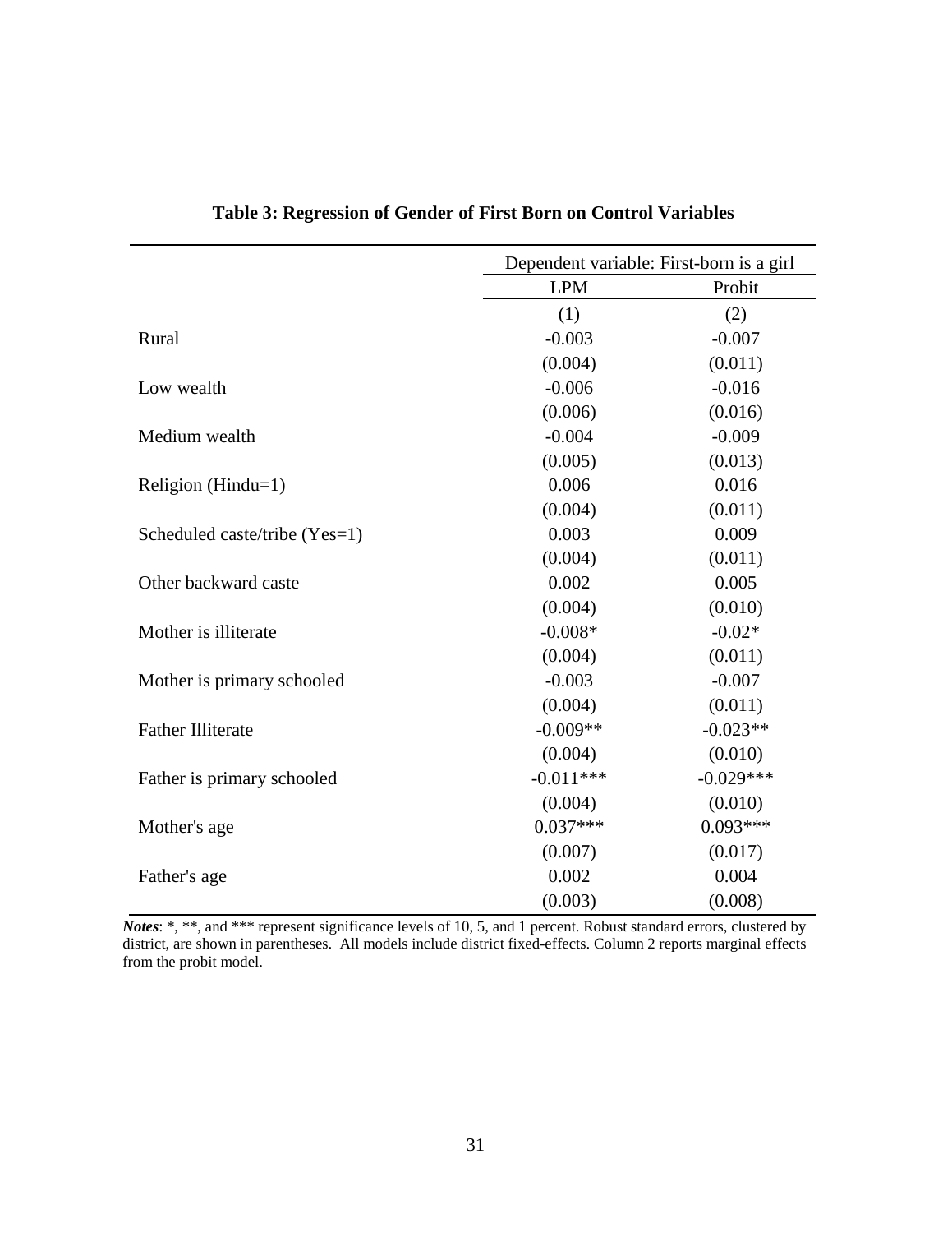**Table 3: Regression of Gender of First Born on Control Variables**

| | Dependent variable: First-born is a girl | |
|---|---|---|
| | LPM | Probit |
| | (1) | (2) |
| Rural | -0.003 | -0.007 |
| | (0.004) | (0.011) |
| Low wealth | -0.006 | -0.016 |
| | (0.006) | (0.016) |
| Medium wealth | -0.004 | -0.009 |
| | (0.005) | (0.013) |
| Religion (Hindu=1) | 0.006 | 0.016 |
| | (0.004) | (0.011) |
| Scheduled caste/tribe (Yes=1) | 0.003 | 0.009 |
| | (0.004) | (0.011) |
| Other backward caste | 0.002 | 0.005 |
| | (0.004) | (0.010) |
| Mother is illiterate | -0.008* | -0.02* |
| | (0.004) | (0.011) |
| Mother is primary schooled | -0.003 | -0.007 |
| | (0.004) | (0.011) |
| Father Illiterate | -0.009** | -0.023** |
| | (0.004) | (0.010) |
| Father is primary schooled | -0.011*** | -0.029*** |
| | (0.004) | (0.010) |
| Mother's age | 0.037*** | 0.093*** |
| | (0.007) | (0.017) |
| Father's age | 0.002 | 0.004 |
| | (0.003) | (0.008) |

***Notes***: *, **, and *** represent significance levels of 10, 5, and 1 percent. Robust standard errors, clustered by district, are shown in parentheses. All models include district fixed-effects. Column 2 reports marginal effects from the probit model.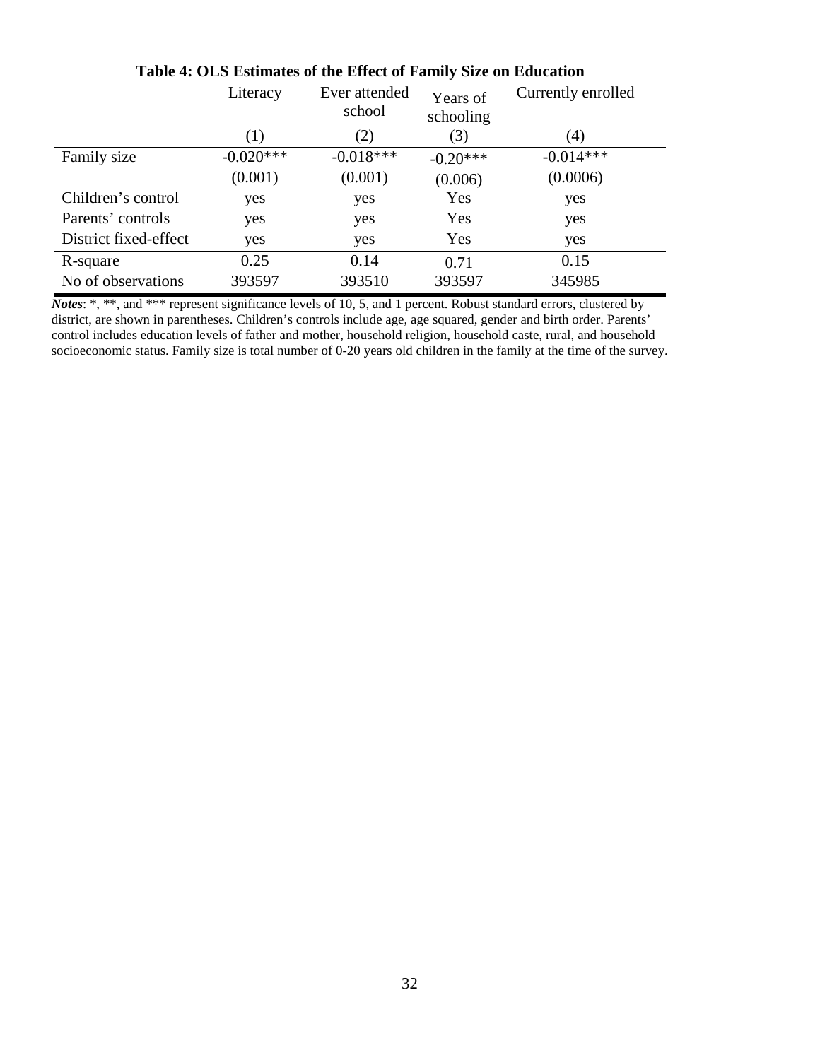**Table 4: OLS Estimates of the Effect of Family Size on Education**

| | Literacy | Ever attended school | Years of schooling | Currently enrolled |
|---|---|---|---|---|
| | (1) | (2) | (3) | (4) |
| Family size | -0.020*** | -0.018*** | -0.20*** | -0.014*** |
| | (0.001) | (0.001) | (0.006) | (0.0006) |
| Children's control | yes | yes | Yes | yes |
| Parents' controls | yes | yes | Yes | yes |
| District fixed-effect | yes | yes | Yes | yes |
| R-square | 0.25 | 0.14 | 0.71 | 0.15 |
| No of observations | 393597 | 393510 | 393597 | 345985 |

***Notes***: *, **, and *** represent significance levels of 10, 5, and 1 percent. Robust standard errors, clustered by district, are shown in parentheses. Children's controls include age, age squared, gender and birth order. Parents' control includes education levels of father and mother, household religion, household caste, rural, and household socioeconomic status. Family size is total number of 0-20 years old children in the family at the time of the survey.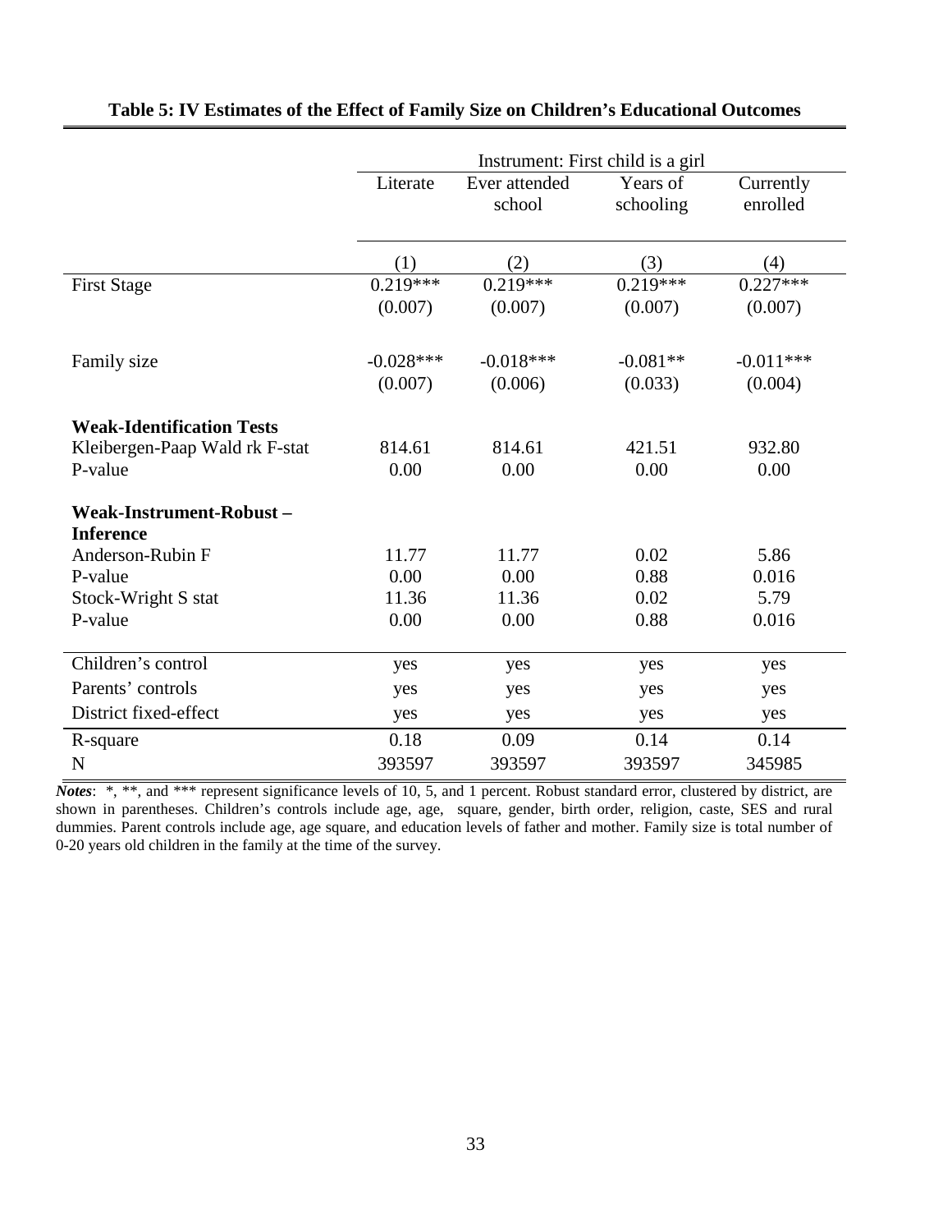**Table 5: IV Estimates of the Effect of Family Size on Children's Educational Outcomes**

| | Instrument: First child is a girl | | | |
|---|---|---|---|---|
| | Literate | Ever attended school | Years of schooling | Currently enrolled |
| | (1) | (2) | (3) | (4) |
| First Stage | 0.219*** | 0.219*** | 0.219*** | 0.227*** |
| | (0.007) | (0.007) | (0.007) | (0.007) |
| Family size | -0.028*** | -0.018*** | -0.081** | -0.011*** |
| | (0.007) | (0.006) | (0.033) | (0.004) |
| **Weak-Identification Tests** | | | | |
| Kleibergen-Paap Wald rk F-stat | 814.61 | 814.61 | 421.51 | 932.80 |
| P-value | 0.00 | 0.00 | 0.00 | 0.00 |
| **Weak-Instrument-Robust – Inference** | | | | |
| Anderson-Rubin F | 11.77 | 11.77 | 0.02 | 5.86 |
| P-value | 0.00 | 0.00 | 0.88 | 0.016 |
| Stock-Wright S stat | 11.36 | 11.36 | 0.02 | 5.79 |
| P-value | 0.00 | 0.00 | 0.88 | 0.016 |
| Children's control | yes | yes | yes | yes |
| Parents' controls | yes | yes | yes | yes |
| District fixed-effect | yes | yes | yes | yes |
| R-square | 0.18 | 0.09 | 0.14 | 0.14 |
| N | 393597 | 393597 | 393597 | 345985 |

***Notes***: *, **, and *** represent significance levels of 10, 5, and 1 percent. Robust standard error, clustered by district, are shown in parentheses. Children's controls include age, age, square, gender, birth order, religion, caste, SES and rural dummies. Parent controls include age, age square, and education levels of father and mother. Family size is total number of 0-20 years old children in the family at the time of the survey.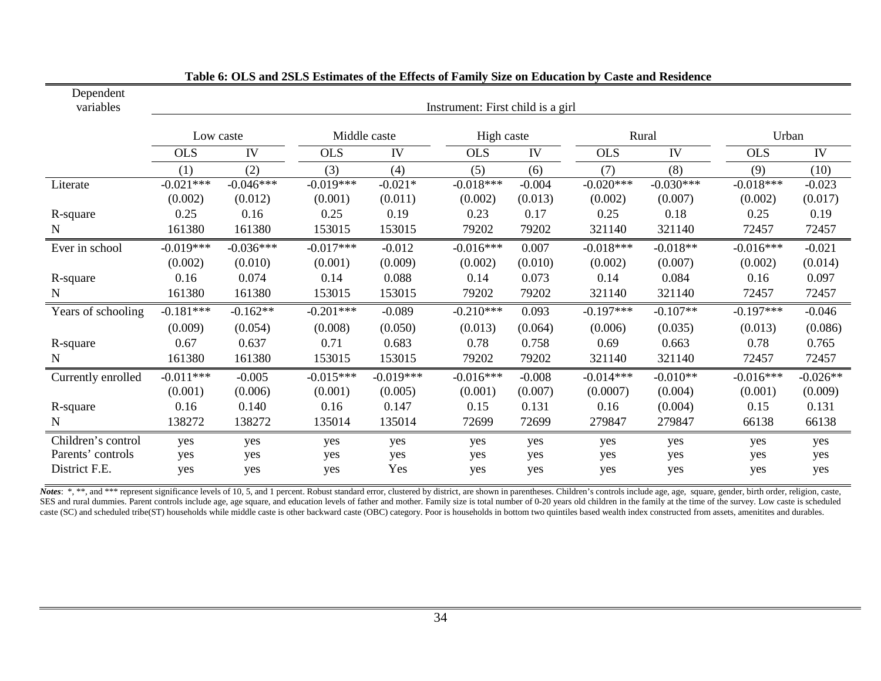**Table 6: OLS and 2SLS Estimates of the Effects of Family Size on Education by Caste and Residence**

| Dependent variables | Instrument: First child is a girl | | | | | | | | | |
|---|---|---|---|---|---|---|---|---|---|---|
| | Low caste | | Middle caste | | High caste | | Rural | | Urban | |
| | OLS | IV | OLS | IV | OLS | IV | OLS | IV | OLS | IV |
| | (1) | (2) | (3) | (4) | (5) | (6) | (7) | (8) | (9) | (10) |
| Literate | -0.021*** | -0.046*** | -0.019*** | -0.021* | -0.018*** | -0.004 | -0.020*** | -0.030*** | -0.018*** | -0.023 |
| | (0.002) | (0.012) | (0.001) | (0.011) | (0.002) | (0.013) | (0.002) | (0.007) | (0.002) | (0.017) |
| R-square | 0.25 | 0.16 | 0.25 | 0.19 | 0.23 | 0.17 | 0.25 | 0.18 | 0.25 | 0.19 |
| N | 161380 | 161380 | 153015 | 153015 | 79202 | 79202 | 321140 | 321140 | 72457 | 72457 |
| Ever in school | -0.019*** | -0.036*** | -0.017*** | -0.012 | -0.016*** | 0.007 | -0.018*** | -0.018** | -0.016*** | -0.021 |
| | (0.002) | (0.010) | (0.001) | (0.009) | (0.002) | (0.010) | (0.002) | (0.007) | (0.002) | (0.014) |
| R-square | 0.16 | 0.074 | 0.14 | 0.088 | 0.14 | 0.073 | 0.14 | 0.084 | 0.16 | 0.097 |
| N | 161380 | 161380 | 153015 | 153015 | 79202 | 79202 | 321140 | 321140 | 72457 | 72457 |
| Years of schooling | -0.181*** | -0.162** | -0.201*** | -0.089 | -0.210*** | 0.093 | -0.197*** | -0.107** | -0.197*** | -0.046 |
| | (0.009) | (0.054) | (0.008) | (0.050) | (0.013) | (0.064) | (0.006) | (0.035) | (0.013) | (0.086) |
| R-square | 0.67 | 0.637 | 0.71 | 0.683 | 0.78 | 0.758 | 0.69 | 0.663 | 0.78 | 0.765 |
| N | 161380 | 161380 | 153015 | 153015 | 79202 | 79202 | 321140 | 321140 | 72457 | 72457 |
| Currently enrolled | -0.011*** | -0.005 | -0.015*** | -0.019*** | -0.016*** | -0.008 | -0.014*** | -0.010** | -0.016*** | -0.026** |
| | (0.001) | (0.006) | (0.001) | (0.005) | (0.001) | (0.007) | (0.0007) | (0.004) | (0.001) | (0.009) |
| R-square | 0.16 | 0.140 | 0.16 | 0.147 | 0.15 | 0.131 | 0.16 | (0.004) | 0.15 | 0.131 |
| N | 138272 | 138272 | 135014 | 135014 | 72699 | 72699 | 279847 | 279847 | 66138 | 66138 |
| Children's control | yes | yes | yes | yes | yes | yes | yes | yes | yes | yes |
| Parents' controls | yes | yes | yes | yes | yes | yes | yes | yes | yes | yes |
| District F.E. | yes | yes | yes | Yes | yes | yes | yes | yes | yes | yes |

***Notes***: *, **, and *** represent significance levels of 10, 5, and 1 percent. Robust standard error, clustered by district, are shown in parentheses. Children's controls include age, age, square, gender, birth order, religion, caste, SES and rural dummies. Parent controls include age, age square, and education levels of father and mother. Family size is total number of 0-20 years old children in the family at the time of the survey. Low caste is scheduled caste (SC) and scheduled tribe(ST) households while middle caste is other backward caste (OBC) category. Poor is households in bottom two quintiles based wealth index constructed from assets, amenitites and durables.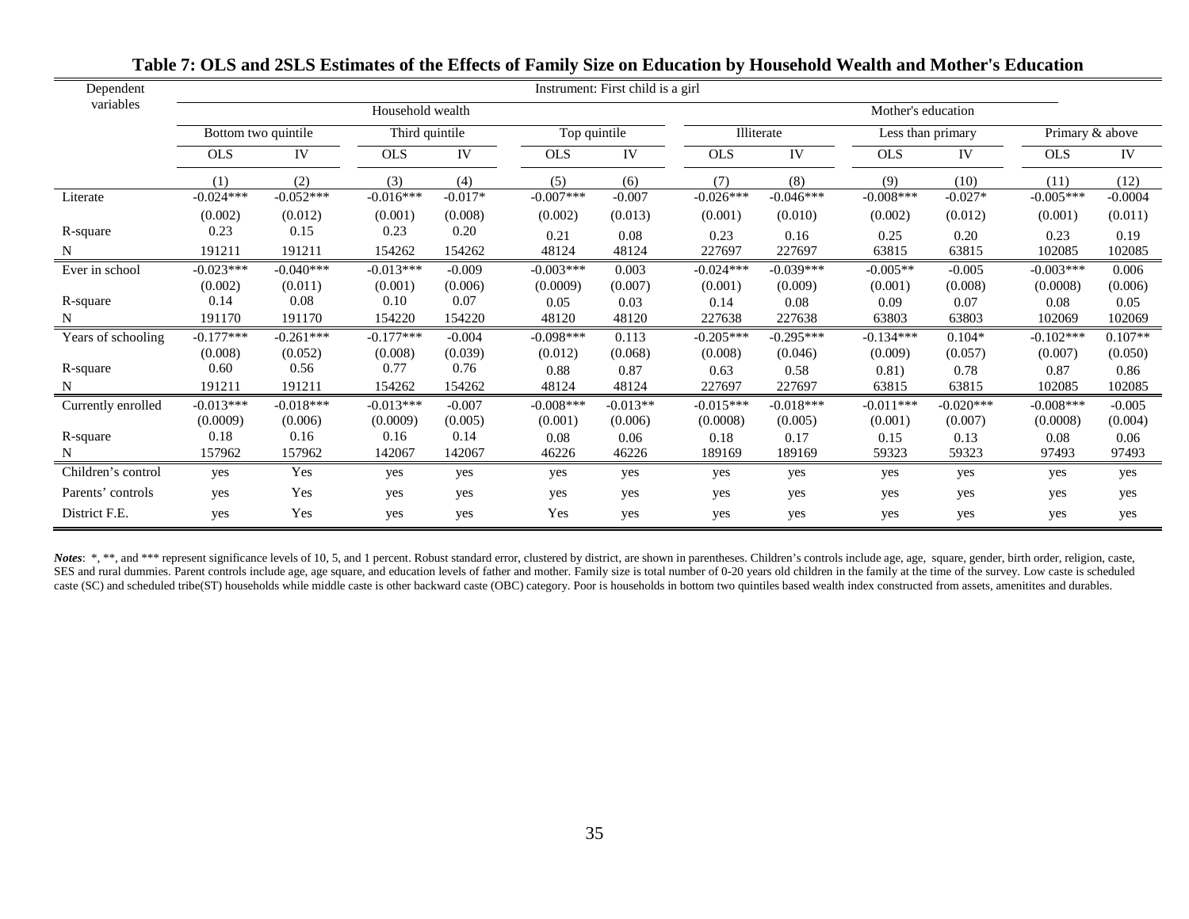### Table 7: OLS and 2SLS Estimates of the Effects of Family Size on Education by Household Wealth and Mother's Education

| Dependent variables | Instrument: First child is a girl | | | | | | | | | | | |
|---|---|---|---|---|---|---|---|---|---|---|---|---|
| | Household wealth | | | | | | Mother's education | | | | | |
| | Bottom two quintile | | Third quintile | | Top quintile | | Illiterate | | Less than primary | | Primary & above | |
| | OLS | IV | OLS | IV | OLS | IV | OLS | IV | OLS | IV | OLS | IV |
| | (1) | (2) | (3) | (4) | (5) | (6) | (7) | (8) | (9) | (10) | (11) | (12) |
| Literate | -0.024*** | -0.052*** | -0.016*** | -0.017* | -0.007*** | -0.007 | -0.026*** | -0.046*** | -0.008*** | -0.027* | -0.005*** | -0.0004 |
| | (0.002) | (0.012) | (0.001) | (0.008) | (0.002) | (0.013) | (0.001) | (0.010) | (0.002) | (0.012) | (0.001) | (0.011) |
| R-square | 0.23 | 0.15 | 0.23 | 0.20 | 0.21 | 0.08 | 0.23 | 0.16 | 0.25 | 0.20 | 0.23 | 0.19 |
| N | 191211 | 191211 | 154262 | 154262 | 48124 | 48124 | 227697 | 227697 | 63815 | 63815 | 102085 | 102085 |
| Ever in school | -0.023*** | -0.040*** | -0.013*** | -0.009 | -0.003*** | 0.003 | -0.024*** | -0.039*** | -0.005** | -0.005 | -0.003*** | 0.006 |
| | (0.002) | (0.011) | (0.001) | (0.006) | (0.0009) | (0.007) | (0.001) | (0.009) | (0.001) | (0.008) | (0.0008) | (0.006) |
| R-square | 0.14 | 0.08 | 0.10 | 0.07 | 0.05 | 0.03 | 0.14 | 0.08 | 0.09 | 0.07 | 0.08 | 0.05 |
| N | 191170 | 191170 | 154220 | 154220 | 48120 | 48120 | 227638 | 227638 | 63803 | 63803 | 102069 | 102069 |
| Years of schooling | -0.177*** | -0.261*** | -0.177*** | -0.004 | -0.098*** | 0.113 | -0.205*** | -0.295*** | -0.134*** | 0.104* | -0.102*** | 0.107** |
| | (0.008) | (0.052) | (0.008) | (0.039) | (0.012) | (0.068) | (0.008) | (0.046) | (0.009) | (0.057) | (0.007) | (0.050) |
| R-square | 0.60 | 0.56 | 0.77 | 0.76 | 0.88 | 0.87 | 0.63 | 0.58 | 0.81) | 0.78 | 0.87 | 0.86 |
| N | 191211 | 191211 | 154262 | 154262 | 48124 | 48124 | 227697 | 227697 | 63815 | 63815 | 102085 | 102085 |
| Currently enrolled | -0.013*** | -0.018*** | -0.013*** | -0.007 | -0.008*** | -0.013** | -0.015*** | -0.018*** | -0.011*** | -0.020*** | -0.008*** | -0.005 |
| | (0.0009) | (0.006) | (0.0009) | (0.005) | (0.001) | (0.006) | (0.0008) | (0.005) | (0.001) | (0.007) | (0.0008) | (0.004) |
| R-square | 0.18 | 0.16 | 0.16 | 0.14 | 0.08 | 0.06 | 0.18 | 0.17 | 0.15 | 0.13 | 0.08 | 0.06 |
| N | 157962 | 157962 | 142067 | 142067 | 46226 | 46226 | 189169 | 189169 | 59323 | 59323 | 97493 | 97493 |
| Children's control | yes | Yes | yes | yes | yes | yes | yes | yes | yes | yes | yes | yes |
| Parents' controls | yes | Yes | yes | yes | yes | yes | yes | yes | yes | yes | yes | yes |
| District F.E. | yes | Yes | yes | yes | Yes | yes | yes | yes | yes | yes | yes | yes |

***Notes***: *, **, and *** represent significance levels of 10, 5, and 1 percent. Robust standard error, clustered by district, are shown in parentheses. Children's controls include age, age, square, gender, birth order, religion, caste, SES and rural dummies. Parent controls include age, age square, and education levels of father and mother. Family size is total number of 0-20 years old children in the family at the time of the survey. Low caste is scheduled caste (SC) and scheduled tribe(ST) households while middle caste is other backward caste (OBC) category. Poor is households in bottom two quintiles based wealth index constructed from assets, amenitites and durables.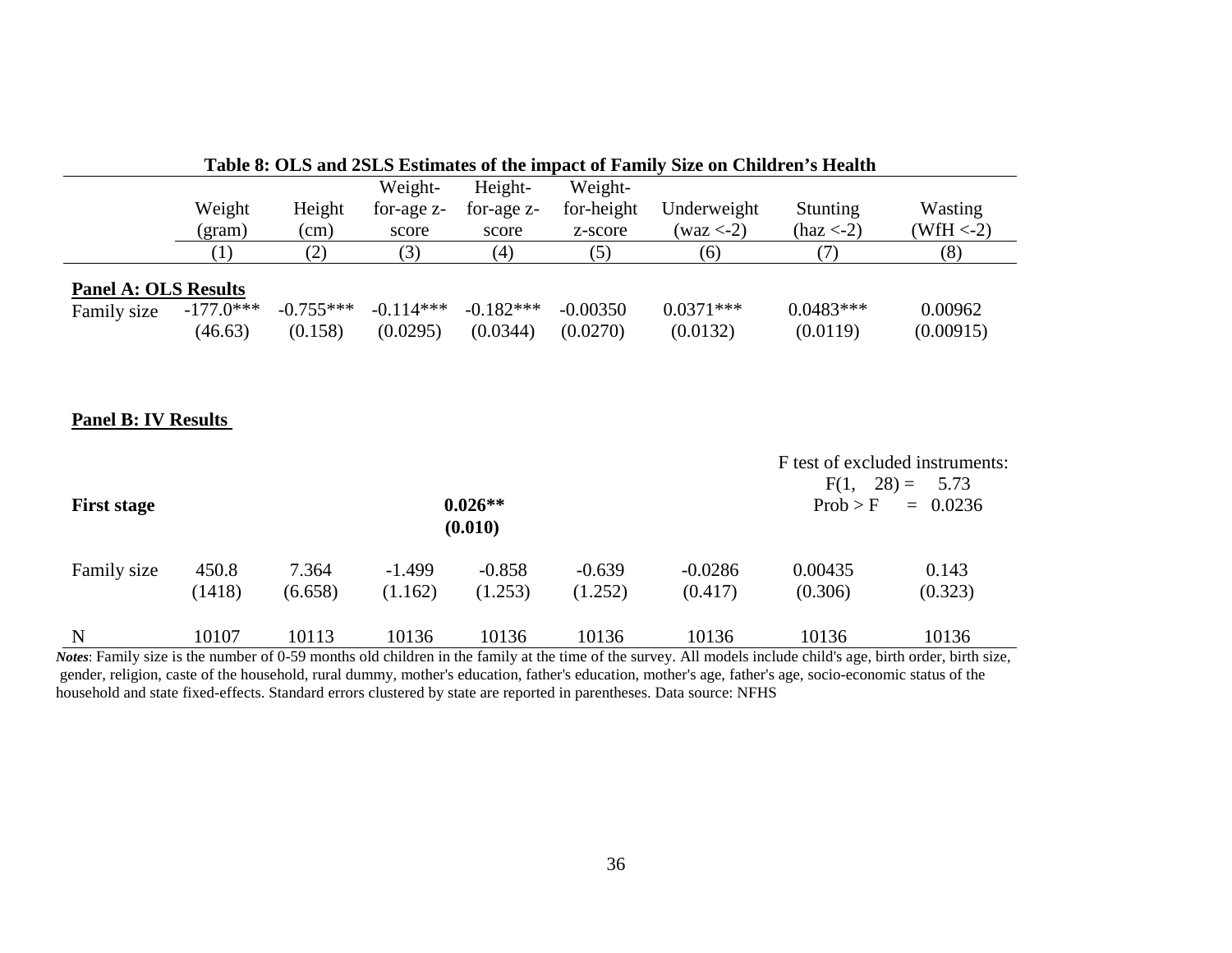**Table 8: OLS and 2SLS Estimates of the impact of Family Size on Children's Health**

| | Weight (gram) | Height (cm) | Weight-for-age z-score | Height-for-age z-score | Weight-for-height z-score | Underweight (waz <-2) | Stunting (haz <-2) | Wasting (WfH <-2) |
|---|---|---|---|---|---|---|---|---|
| | (1) | (2) | (3) | (4) | (5) | (6) | (7) | (8) |
| **Panel A: OLS Results** | | | | | | | | |
| Family size | -177.0*** | -0.755*** | -0.114*** | -0.182*** | -0.00350 | 0.0371*** | 0.0483*** | 0.00962 |
| | (46.63) | (0.158) | (0.0295) | (0.0344) | (0.0270) | (0.0132) | (0.0119) | (0.00915) |
| **Panel B: IV Results** | | | | | | | | |
| **First stage** | | | | **0.026**** | | | F test of excluded instruments: $F(1, 28) = 5.73$ | $Prob > F = 0.0236$ |
| | | | | **(0.010)** | | | | |
| Family size | 450.8 | 7.364 | -1.499 | -0.858 | -0.639 | -0.0286 | 0.00435 | 0.143 |
| | (1418) | (6.658) | (1.162) | (1.253) | (1.252) | (0.417) | (0.306) | (0.323) |
| N | 10107 | 10113 | 10136 | 10136 | 10136 | 10136 | 10136 | 10136 |

***Notes***: Family size is the number of 0-59 months old children in the family at the time of the survey. All models include child's age, birth order, birth size, gender, religion, caste of the household, rural dummy, mother's education, father's education, mother's age, father's age, socio-economic status of the household and state fixed-effects. Standard errors clustered by state are reported in parentheses. Data source: NFHS